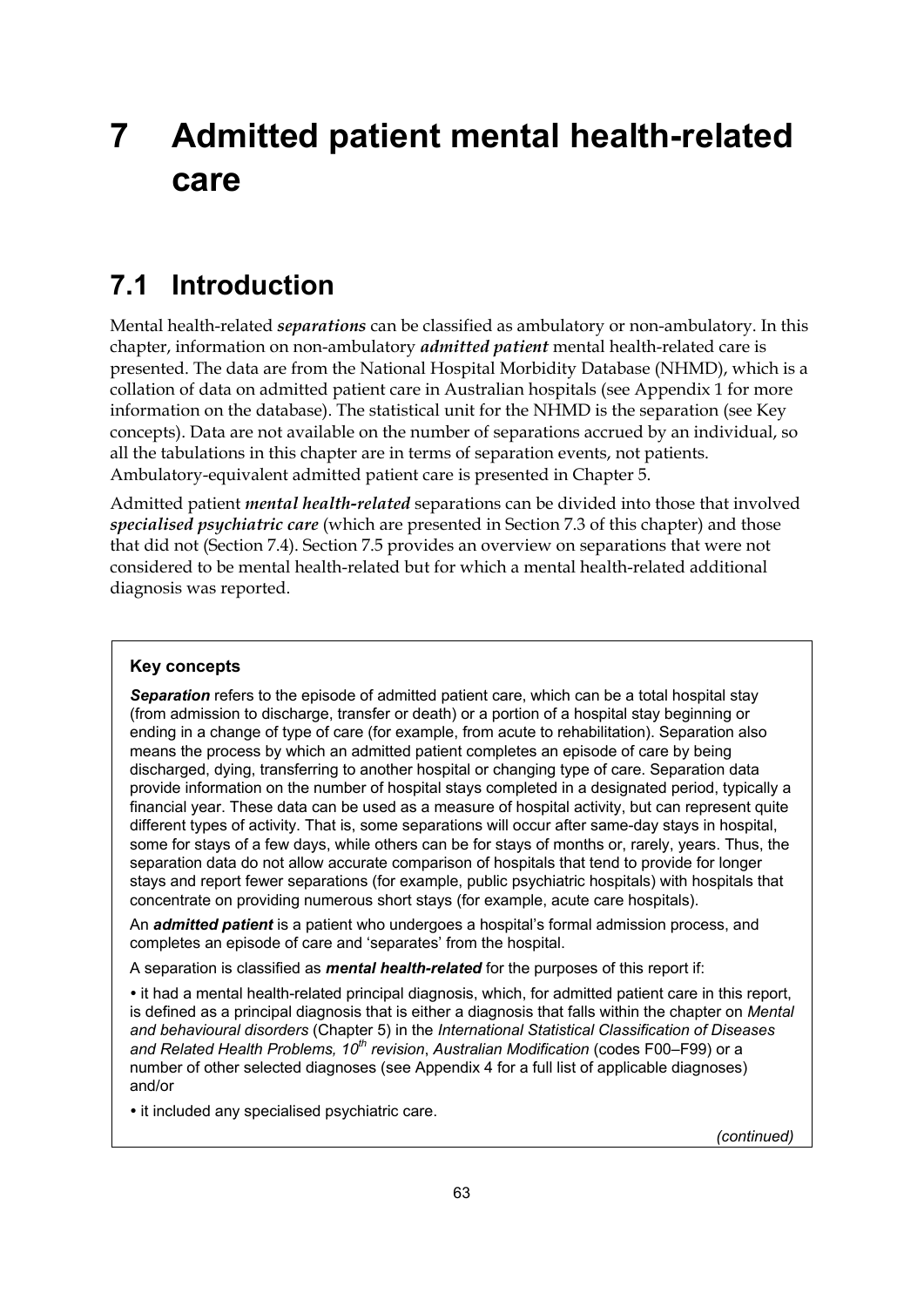# 7 Admitted patient mental health-related care

## 7.1 Introduction

Mental health-related ***separations*** can be classified as ambulatory or non-ambulatory. In this chapter, information on non-ambulatory ***admitted patient*** mental health-related care is presented. The data are from the National Hospital Morbidity Database (NHMD), which is a collation of data on admitted patient care in Australian hospitals (see Appendix 1 for more information on the database). The statistical unit for the NHMD is the separation (see Key concepts). Data are not available on the number of separations accrued by an individual, so all the tabulations in this chapter are in terms of separation events, not patients. Ambulatory-equivalent admitted patient care is presented in Chapter 5.

Admitted patient ***mental health-related*** separations can be divided into those that involved ***specialised psychiatric care*** (which are presented in Section 7.3 of this chapter) and those that did not (Section 7.4). Section 7.5 provides an overview on separations that were not considered to be mental health-related but for which a mental health-related additional diagnosis was reported.

> **Key concepts**
>
> ***Separation*** refers to the episode of admitted patient care, which can be a total hospital stay (from admission to discharge, transfer or death) or a portion of a hospital stay beginning or ending in a change of type of care (for example, from acute to rehabilitation). Separation also means the process by which an admitted patient completes an episode of care by being discharged, dying, transferring to another hospital or changing type of care. Separation data provide information on the number of hospital stays completed in a designated period, typically a financial year. These data can be used as a measure of hospital activity, but can represent quite different types of activity. That is, some separations will occur after same-day stays in hospital, some for stays of a few days, while others can be for stays of months or, rarely, years. Thus, the separation data do not allow accurate comparison of hospitals that tend to provide for longer stays and report fewer separations (for example, public psychiatric hospitals) with hospitals that concentrate on providing numerous short stays (for example, acute care hospitals).
>
> An ***admitted patient*** is a patient who undergoes a hospital's formal admission process, and completes an episode of care and 'separates' from the hospital.
>
> A separation is classified as ***mental health-related*** for the purposes of this report if:
>
> - it had a mental health-related principal diagnosis, which, for admitted patient care in this report, is defined as a principal diagnosis that is either a diagnosis that falls within the chapter on *Mental and behavioural disorders* (Chapter 5) in the *International Statistical Classification of Diseases and Related Health Problems, 10th revision*, *Australian Modification* (codes F00–F99) or a number of other selected diagnoses (see Appendix 4 for a full list of applicable diagnoses) and/or
> - it included any specialised psychiatric care.
>
> *(continued)*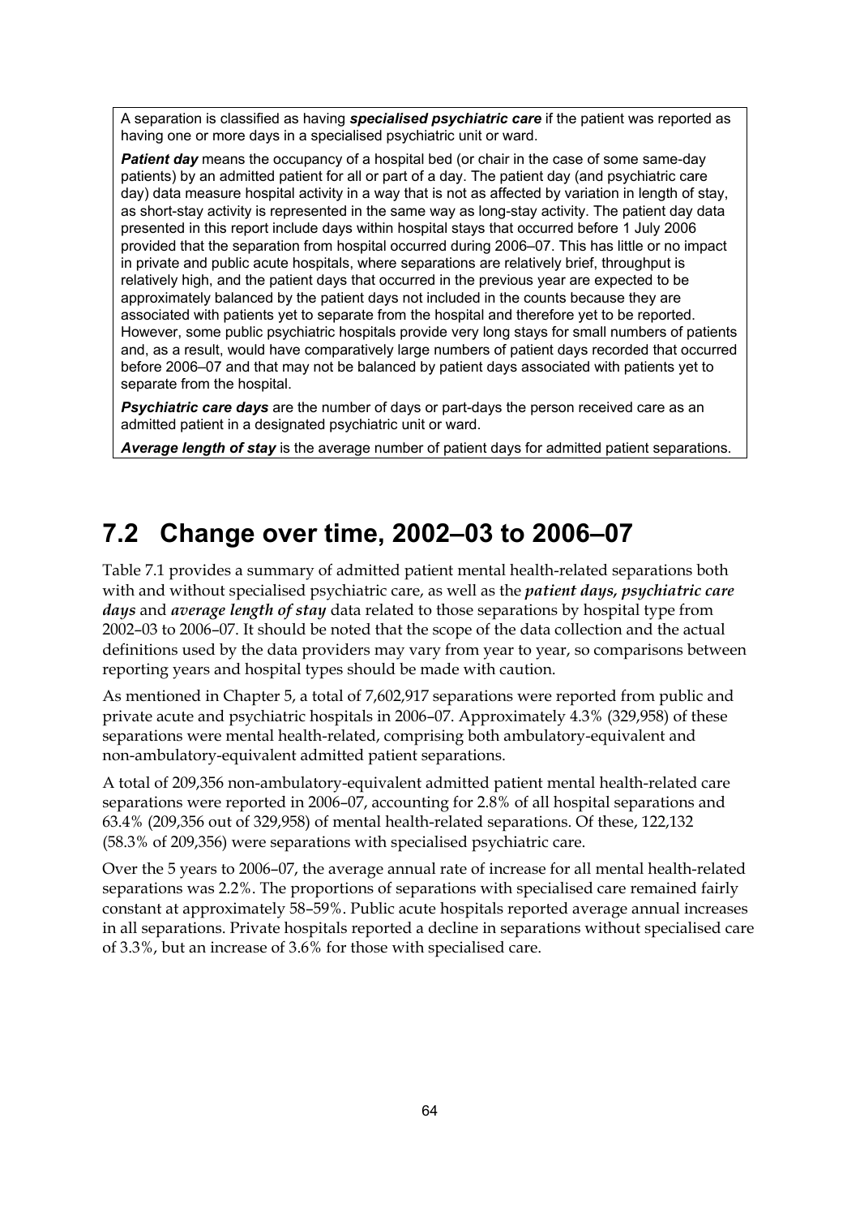A separation is classified as having ***specialised psychiatric care*** if the patient was reported as having one or more days in a specialised psychiatric unit or ward.

***Patient day*** means the occupancy of a hospital bed (or chair in the case of some same-day patients) by an admitted patient for all or part of a day. The patient day (and psychiatric care day) data measure hospital activity in a way that is not as affected by variation in length of stay, as short-stay activity is represented in the same way as long-stay activity. The patient day data presented in this report include days within hospital stays that occurred before 1 July 2006 provided that the separation from hospital occurred during 2006–07. This has little or no impact in private and public acute hospitals, where separations are relatively brief, throughput is relatively high, and the patient days that occurred in the previous year are expected to be approximately balanced by the patient days not included in the counts because they are associated with patients yet to separate from the hospital and therefore yet to be reported. However, some public psychiatric hospitals provide very long stays for small numbers of patients and, as a result, would have comparatively large numbers of patient days recorded that occurred before 2006–07 and that may not be balanced by patient days associated with patients yet to separate from the hospital.

***Psychiatric care days*** are the number of days or part-days the person received care as an admitted patient in a designated psychiatric unit or ward.

***Average length of stay*** is the average number of patient days for admitted patient separations.

## 7.2 Change over time, 2002–03 to 2006–07

Table 7.1 provides a summary of admitted patient mental health-related separations both with and without specialised psychiatric care, as well as the ***patient days, psychiatric care days*** and ***average length of stay*** data related to those separations by hospital type from 2002–03 to 2006–07. It should be noted that the scope of the data collection and the actual definitions used by the data providers may vary from year to year, so comparisons between reporting years and hospital types should be made with caution.

As mentioned in Chapter 5, a total of 7,602,917 separations were reported from public and private acute and psychiatric hospitals in 2006–07. Approximately 4.3% (329,958) of these separations were mental health-related, comprising both ambulatory-equivalent and non-ambulatory-equivalent admitted patient separations.

A total of 209,356 non-ambulatory-equivalent admitted patient mental health-related care separations were reported in 2006–07, accounting for 2.8% of all hospital separations and 63.4% (209,356 out of 329,958) of mental health-related separations. Of these, 122,132 (58.3% of 209,356) were separations with specialised psychiatric care.

Over the 5 years to 2006–07, the average annual rate of increase for all mental health-related separations was 2.2%. The proportions of separations with specialised care remained fairly constant at approximately 58–59%. Public acute hospitals reported average annual increases in all separations. Private hospitals reported a decline in separations without specialised care of 3.3%, but an increase of 3.6% for those with specialised care.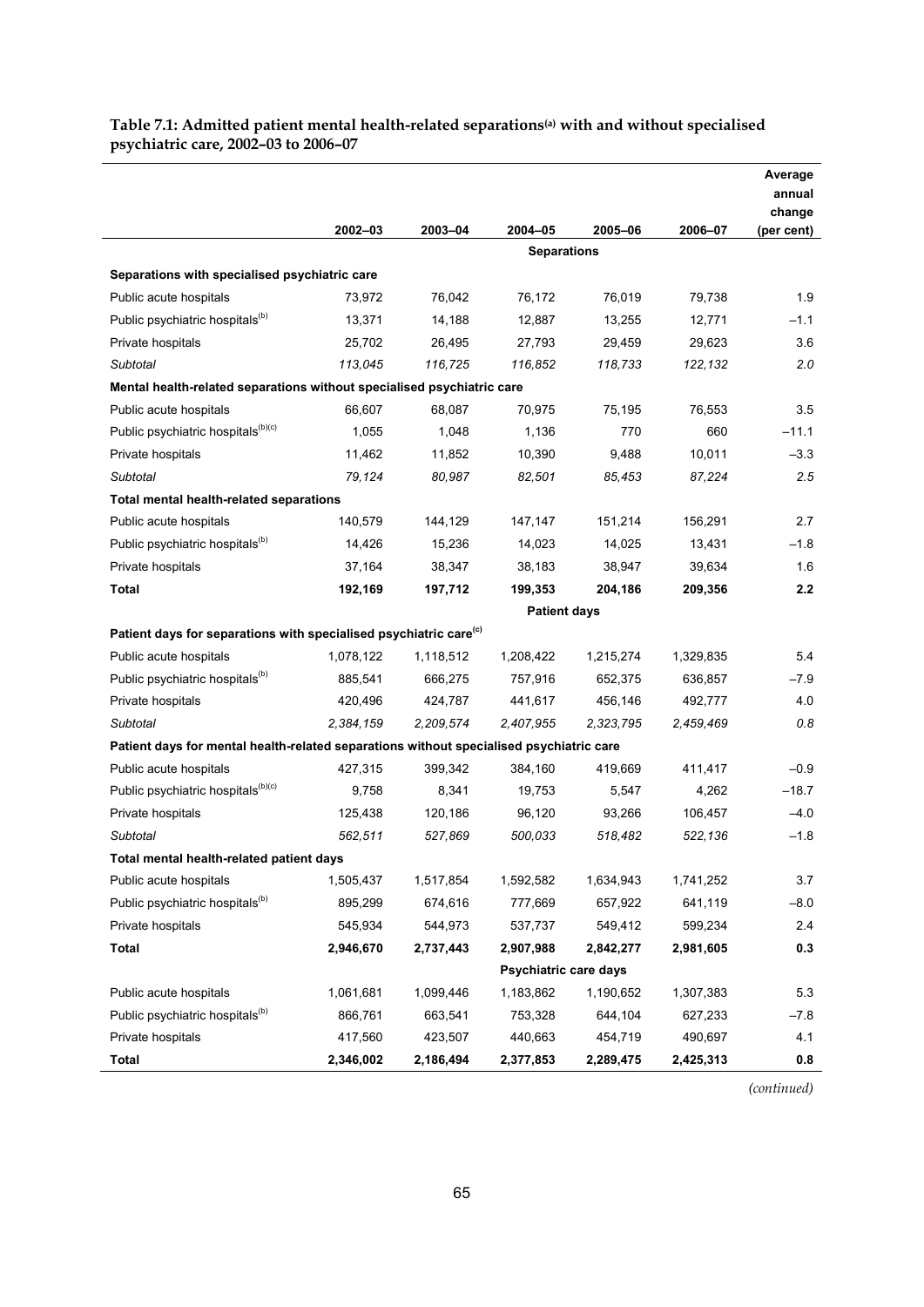**Table 7.1: Admitted patient mental health-related separations[(a)] with and without specialised psychiatric care, 2002–03 to 2006–07**

| | 2002–03 | 2003–04 | 2004–05 | 2005–06 | 2006–07 | Average annual change (per cent) |
|---|---|---|---|---|---|---|
| | | | **Separations** | | | |
| **Separations with specialised psychiatric care** | | | | | | |
| Public acute hospitals | 73,972 | 76,042 | 76,172 | 76,019 | 79,738 | 1.9 |
| Public psychiatric hospitals[(b)] | 13,371 | 14,188 | 12,887 | 13,255 | 12,771 | –1.1 |
| Private hospitals | 25,702 | 26,495 | 27,793 | 29,459 | 29,623 | 3.6 |
| *Subtotal* | *113,045* | *116,725* | *116,852* | *118,733* | *122,132* | *2.0* |
| **Mental health-related separations without specialised psychiatric care** | | | | | | |
| Public acute hospitals | 66,607 | 68,087 | 70,975 | 75,195 | 76,553 | 3.5 |
| Public psychiatric hospitals[(b)(c)] | 1,055 | 1,048 | 1,136 | 770 | 660 | –11.1 |
| Private hospitals | 11,462 | 11,852 | 10,390 | 9,488 | 10,011 | –3.3 |
| *Subtotal* | *79,124* | *80,987* | *82,501* | *85,453* | *87,224* | *2.5* |
| **Total mental health-related separations** | | | | | | |
| Public acute hospitals | 140,579 | 144,129 | 147,147 | 151,214 | 156,291 | 2.7 |
| Public psychiatric hospitals[(b)] | 14,426 | 15,236 | 14,023 | 14,025 | 13,431 | –1.8 |
| Private hospitals | 37,164 | 38,347 | 38,183 | 38,947 | 39,634 | 1.6 |
| **Total** | **192,169** | **197,712** | **199,353** | **204,186** | **209,356** | **2.2** |
| | | | **Patient days** | | | |
| **Patient days for separations with specialised psychiatric care[(c)]** | | | | | | |
| Public acute hospitals | 1,078,122 | 1,118,512 | 1,208,422 | 1,215,274 | 1,329,835 | 5.4 |
| Public psychiatric hospitals[(b)] | 885,541 | 666,275 | 757,916 | 652,375 | 636,857 | –7.9 |
| Private hospitals | 420,496 | 424,787 | 441,617 | 456,146 | 492,777 | 4.0 |
| *Subtotal* | *2,384,159* | *2,209,574* | *2,407,955* | *2,323,795* | *2,459,469* | *0.8* |
| **Patient days for mental health-related separations without specialised psychiatric care** | | | | | | |
| Public acute hospitals | 427,315 | 399,342 | 384,160 | 419,669 | 411,417 | –0.9 |
| Public psychiatric hospitals[(b)(c)] | 9,758 | 8,341 | 19,753 | 5,547 | 4,262 | –18.7 |
| Private hospitals | 125,438 | 120,186 | 96,120 | 93,266 | 106,457 | –4.0 |
| *Subtotal* | *562,511* | *527,869* | *500,033* | *518,482* | *522,136* | *–1.8* |
| **Total mental health-related patient days** | | | | | | |
| Public acute hospitals | 1,505,437 | 1,517,854 | 1,592,582 | 1,634,943 | 1,741,252 | 3.7 |
| Public psychiatric hospitals[(b)] | 895,299 | 674,616 | 777,669 | 657,922 | 641,119 | –8.0 |
| Private hospitals | 545,934 | 544,973 | 537,737 | 549,412 | 599,234 | 2.4 |
| **Total** | **2,946,670** | **2,737,443** | **2,907,988** | **2,842,277** | **2,981,605** | **0.3** |
| | | | **Psychiatric care days** | | | |
| Public acute hospitals | 1,061,681 | 1,099,446 | 1,183,862 | 1,190,652 | 1,307,383 | 5.3 |
| Public psychiatric hospitals[(b)] | 866,761 | 663,541 | 753,328 | 644,104 | 627,233 | –7.8 |
| Private hospitals | 417,560 | 423,507 | 440,663 | 454,719 | 490,697 | 4.1 |
| **Total** | **2,346,002** | **2,186,494** | **2,377,853** | **2,289,475** | **2,425,313** | **0.8** |

*(continued)*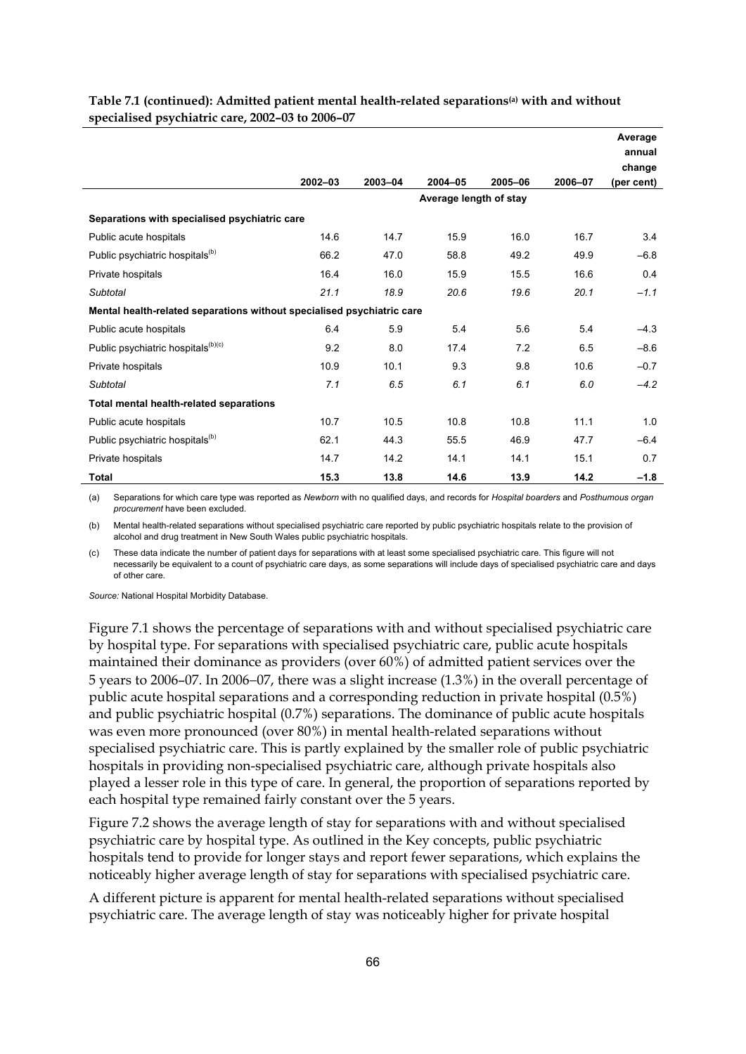**Table 7.1 (continued): Admitted patient mental health-related separations[(a)] with and without specialised psychiatric care, 2002–03 to 2006–07**

| | 2002–03 | 2003–04 | 2004–05 | 2005–06 | 2006–07 | Average annual change (per cent) |
|---|---|---|---|---|---|---|
| | | | Average length of stay | | | |
| **Separations with specialised psychiatric care** | | | | | | |
| Public acute hospitals | 14.6 | 14.7 | 15.9 | 16.0 | 16.7 | 3.4 |
| Public psychiatric hospitals[(b)] | 66.2 | 47.0 | 58.8 | 49.2 | 49.9 | –6.8 |
| Private hospitals | 16.4 | 16.0 | 15.9 | 15.5 | 16.6 | 0.4 |
| *Subtotal* | *21.1* | *18.9* | *20.6* | *19.6* | *20.1* | *–1.1* |
| **Mental health-related separations without specialised psychiatric care** | | | | | | |
| Public acute hospitals | 6.4 | 5.9 | 5.4 | 5.6 | 5.4 | –4.3 |
| Public psychiatric hospitals[(b)(c)] | 9.2 | 8.0 | 17.4 | 7.2 | 6.5 | –8.6 |
| Private hospitals | 10.9 | 10.1 | 9.3 | 9.8 | 10.6 | –0.7 |
| *Subtotal* | *7.1* | *6.5* | *6.1* | *6.1* | *6.0* | *–4.2* |
| **Total mental health-related separations** | | | | | | |
| Public acute hospitals | 10.7 | 10.5 | 10.8 | 10.8 | 11.1 | 1.0 |
| Public psychiatric hospitals[(b)] | 62.1 | 44.3 | 55.5 | 46.9 | 47.7 | –6.4 |
| Private hospitals | 14.7 | 14.2 | 14.1 | 14.1 | 15.1 | 0.7 |
| **Total** | **15.3** | **13.8** | **14.6** | **13.9** | **14.2** | **–1.8** |

(a) Separations for which care type was reported as *Newborn* with no qualified days, and records for *Hospital boarders* and *Posthumous organ procurement* have been excluded.

(b) Mental health-related separations without specialised psychiatric care reported by public psychiatric hospitals relate to the provision of alcohol and drug treatment in New South Wales public psychiatric hospitals.

(c) These data indicate the number of patient days for separations with at least some specialised psychiatric care. This figure will not necessarily be equivalent to a count of psychiatric care days, as some separations will include days of specialised psychiatric care and days of other care.

*Source:* National Hospital Morbidity Database.

Figure 7.1 shows the percentage of separations with and without specialised psychiatric care by hospital type. For separations with specialised psychiatric care, public acute hospitals maintained their dominance as providers (over 60%) of admitted patient services over the 5 years to 2006–07. In 2006–07, there was a slight increase (1.3%) in the overall percentage of public acute hospital separations and a corresponding reduction in private hospital (0.5%) and public psychiatric hospital (0.7%) separations. The dominance of public acute hospitals was even more pronounced (over 80%) in mental health-related separations without specialised psychiatric care. This is partly explained by the smaller role of public psychiatric hospitals in providing non-specialised psychiatric care, although private hospitals also played a lesser role in this type of care. In general, the proportion of separations reported by each hospital type remained fairly constant over the 5 years.

Figure 7.2 shows the average length of stay for separations with and without specialised psychiatric care by hospital type. As outlined in the Key concepts, public psychiatric hospitals tend to provide for longer stays and report fewer separations, which explains the noticeably higher average length of stay for separations with specialised psychiatric care.

A different picture is apparent for mental health-related separations without specialised psychiatric care. The average length of stay was noticeably higher for private hospital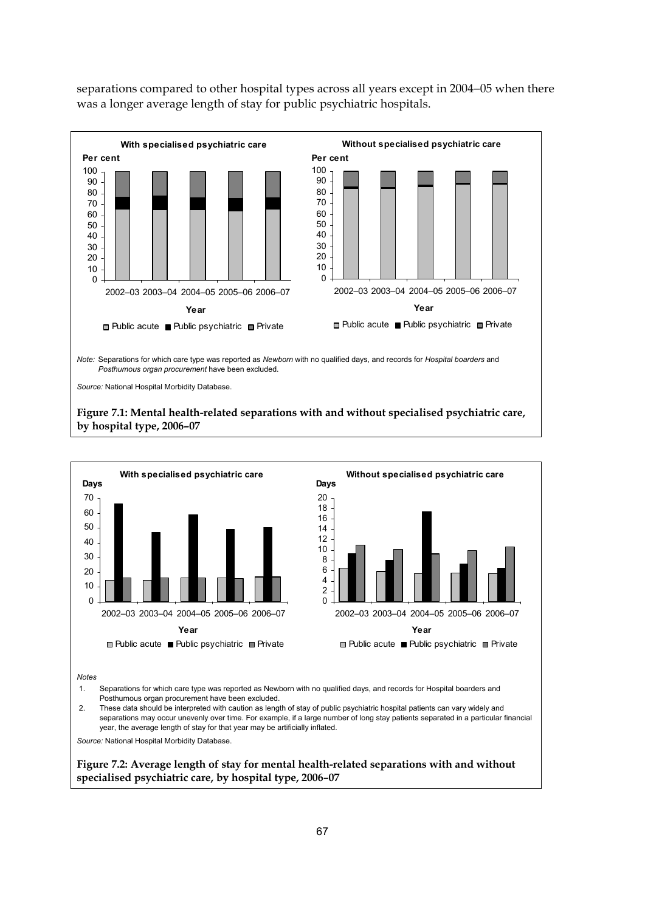separations compared to other hospital types across all years except in 2004–05 when there was a longer average length of stay for public psychiatric hospitals.

*Note:* Separations for which care type was reported as *Newborn* with no qualified days, and records for *Hospital boarders* and *Posthumous organ procurement* have been excluded.

*Source:* National Hospital Morbidity Database.

**Figure 7.1: Mental health-related separations with and without specialised psychiatric care, by hospital type, 2006–07**

*Notes*

1. Separations for which care type was reported as Newborn with no qualified days, and records for Hospital boarders and Posthumous organ procurement have been excluded.
2. These data should be interpreted with caution as length of stay of public psychiatric hospital patients can vary widely and separations may occur unevenly over time. For example, if a large number of long stay patients separated in a particular financial year, the average length of stay for that year may be artificially inflated.

*Source:* National Hospital Morbidity Database.

**Figure 7.2: Average length of stay for mental health-related separations with and without specialised psychiatric care, by hospital type, 2006–07**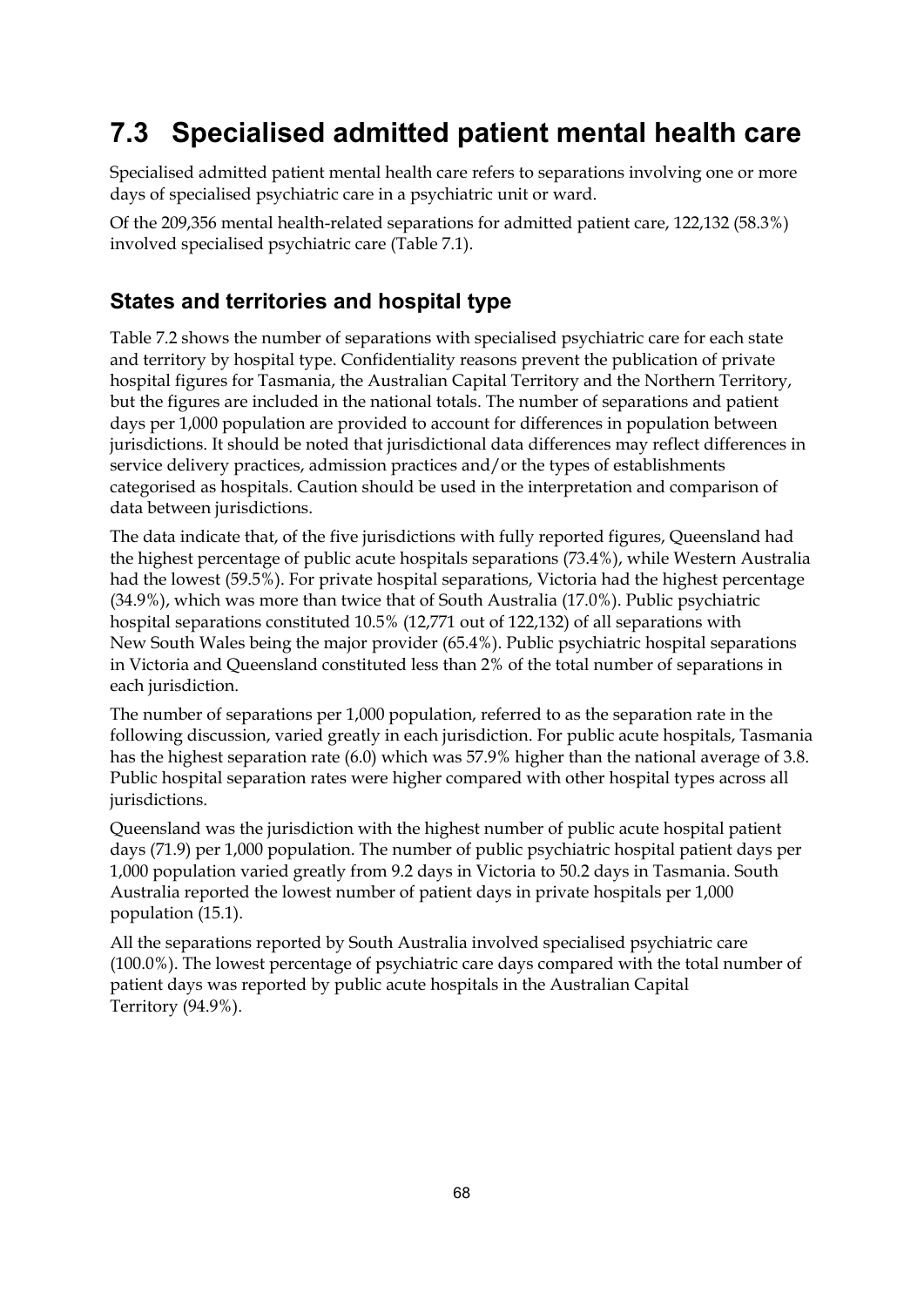# 7.3 Specialised admitted patient mental health care

Specialised admitted patient mental health care refers to separations involving one or more days of specialised psychiatric care in a psychiatric unit or ward.

Of the 209,356 mental health-related separations for admitted patient care, 122,132 (58.3%) involved specialised psychiatric care (Table 7.1).

## States and territories and hospital type

Table 7.2 shows the number of separations with specialised psychiatric care for each state and territory by hospital type. Confidentiality reasons prevent the publication of private hospital figures for Tasmania, the Australian Capital Territory and the Northern Territory, but the figures are included in the national totals. The number of separations and patient days per 1,000 population are provided to account for differences in population between jurisdictions. It should be noted that jurisdictional data differences may reflect differences in service delivery practices, admission practices and/or the types of establishments categorised as hospitals. Caution should be used in the interpretation and comparison of data between jurisdictions.

The data indicate that, of the five jurisdictions with fully reported figures, Queensland had the highest percentage of public acute hospitals separations (73.4%), while Western Australia had the lowest (59.5%). For private hospital separations, Victoria had the highest percentage (34.9%), which was more than twice that of South Australia (17.0%). Public psychiatric hospital separations constituted 10.5% (12,771 out of 122,132) of all separations with New South Wales being the major provider (65.4%). Public psychiatric hospital separations in Victoria and Queensland constituted less than 2% of the total number of separations in each jurisdiction.

The number of separations per 1,000 population, referred to as the separation rate in the following discussion, varied greatly in each jurisdiction. For public acute hospitals, Tasmania has the highest separation rate (6.0) which was 57.9% higher than the national average of 3.8. Public hospital separation rates were higher compared with other hospital types across all jurisdictions.

Queensland was the jurisdiction with the highest number of public acute hospital patient days (71.9) per 1,000 population. The number of public psychiatric hospital patient days per 1,000 population varied greatly from 9.2 days in Victoria to 50.2 days in Tasmania. South Australia reported the lowest number of patient days in private hospitals per 1,000 population (15.1).

All the separations reported by South Australia involved specialised psychiatric care (100.0%). The lowest percentage of psychiatric care days compared with the total number of patient days was reported by public acute hospitals in the Australian Capital Territory (94.9%).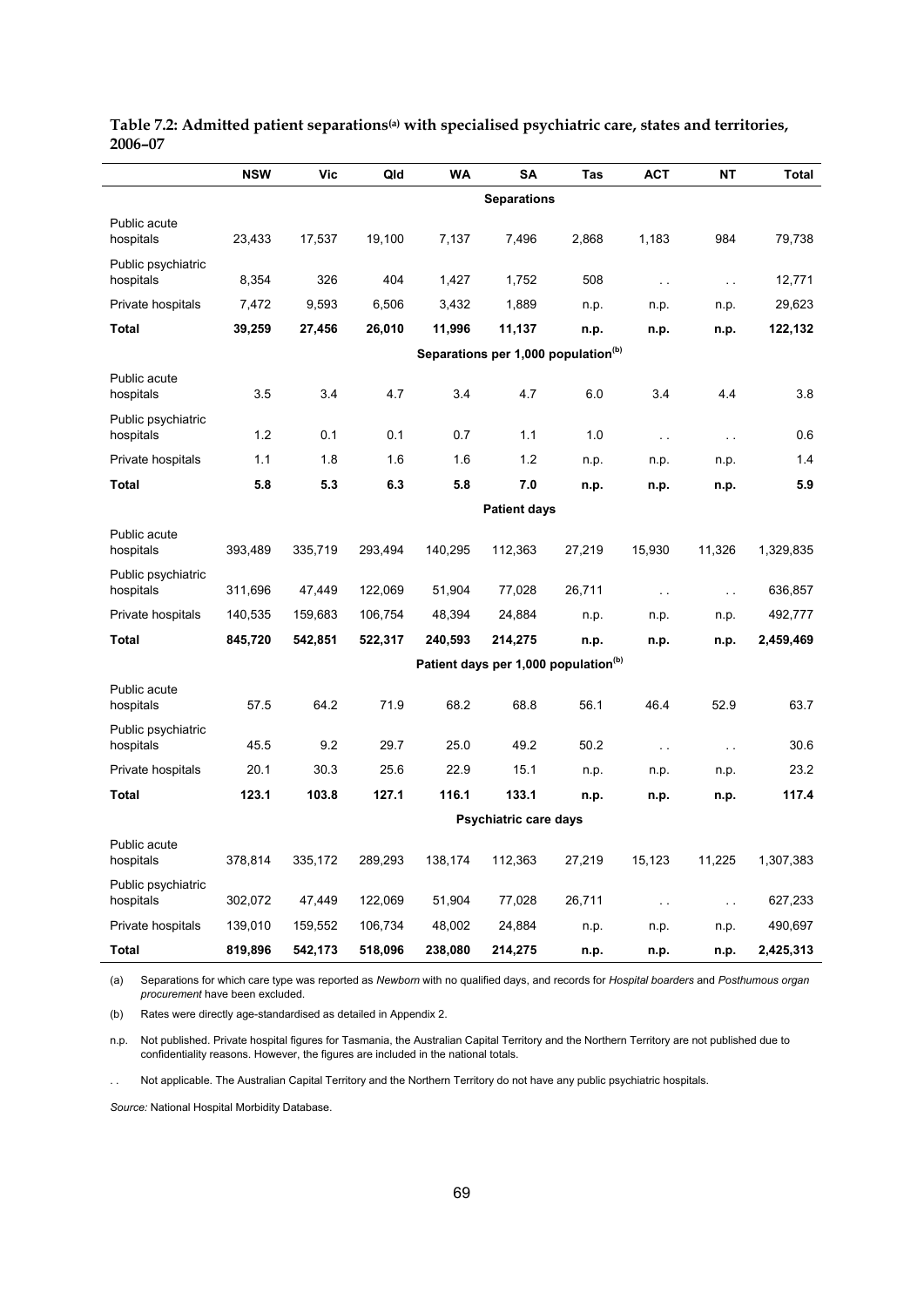**Table 7.2: Admitted patient separations[(a)] with specialised psychiatric care, states and territories, 2006–07**

| | NSW | Vic | Qld | WA | SA | Tas | ACT | NT | Total |
|---|---|---|---|---|---|---|---|---|---|
| | | | | | **Separations** | | | | |
| Public acute hospitals | 23,433 | 17,537 | 19,100 | 7,137 | 7,496 | 2,868 | 1,183 | 984 | 79,738 |
| Public psychiatric hospitals | 8,354 | 326 | 404 | 1,427 | 1,752 | 508 | . . | . . | 12,771 |
| Private hospitals | 7,472 | 9,593 | 6,506 | 3,432 | 1,889 | n.p. | n.p. | n.p. | 29,623 |
| **Total** | **39,259** | **27,456** | **26,010** | **11,996** | **11,137** | **n.p.** | **n.p.** | **n.p.** | **122,132** |
| | | | | | **Separations per 1,000 population[(b)]** | | | | |
| Public acute hospitals | 3.5 | 3.4 | 4.7 | 3.4 | 4.7 | 6.0 | 3.4 | 4.4 | 3.8 |
| Public psychiatric hospitals | 1.2 | 0.1 | 0.1 | 0.7 | 1.1 | 1.0 | . . | . . | 0.6 |
| Private hospitals | 1.1 | 1.8 | 1.6 | 1.6 | 1.2 | n.p. | n.p. | n.p. | 1.4 |
| **Total** | **5.8** | **5.3** | **6.3** | **5.8** | **7.0** | **n.p.** | **n.p.** | **n.p.** | **5.9** |
| | | | | | **Patient days** | | | | |
| Public acute hospitals | 393,489 | 335,719 | 293,494 | 140,295 | 112,363 | 27,219 | 15,930 | 11,326 | 1,329,835 |
| Public psychiatric hospitals | 311,696 | 47,449 | 122,069 | 51,904 | 77,028 | 26,711 | . . | . . | 636,857 |
| Private hospitals | 140,535 | 159,683 | 106,754 | 48,394 | 24,884 | n.p. | n.p. | n.p. | 492,777 |
| **Total** | **845,720** | **542,851** | **522,317** | **240,593** | **214,275** | **n.p.** | **n.p.** | **n.p.** | **2,459,469** |
| | | | | | **Patient days per 1,000 population[(b)]** | | | | |
| Public acute hospitals | 57.5 | 64.2 | 71.9 | 68.2 | 68.8 | 56.1 | 46.4 | 52.9 | 63.7 |
| Public psychiatric hospitals | 45.5 | 9.2 | 29.7 | 25.0 | 49.2 | 50.2 | . . | . . | 30.6 |
| Private hospitals | 20.1 | 30.3 | 25.6 | 22.9 | 15.1 | n.p. | n.p. | n.p. | 23.2 |
| **Total** | **123.1** | **103.8** | **127.1** | **116.1** | **133.1** | **n.p.** | **n.p.** | **n.p.** | **117.4** |
| | | | | | **Psychiatric care days** | | | | |
| Public acute hospitals | 378,814 | 335,172 | 289,293 | 138,174 | 112,363 | 27,219 | 15,123 | 11,225 | 1,307,383 |
| Public psychiatric hospitals | 302,072 | 47,449 | 122,069 | 51,904 | 77,028 | 26,711 | . . | . . | 627,233 |
| Private hospitals | 139,010 | 159,552 | 106,734 | 48,002 | 24,884 | n.p. | n.p. | n.p. | 490,697 |
| **Total** | **819,896** | **542,173** | **518,096** | **238,080** | **214,275** | **n.p.** | **n.p.** | **n.p.** | **2,425,313** |

(a) Separations for which care type was reported as *Newborn* with no qualified days, and records for *Hospital boarders* and *Posthumous organ procurement* have been excluded.

(b) Rates were directly age-standardised as detailed in Appendix 2.

n.p. Not published. Private hospital figures for Tasmania, the Australian Capital Territory and the Northern Territory are not published due to confidentiality reasons. However, the figures are included in the national totals.

. . Not applicable. The Australian Capital Territory and the Northern Territory do not have any public psychiatric hospitals.

*Source:* National Hospital Morbidity Database.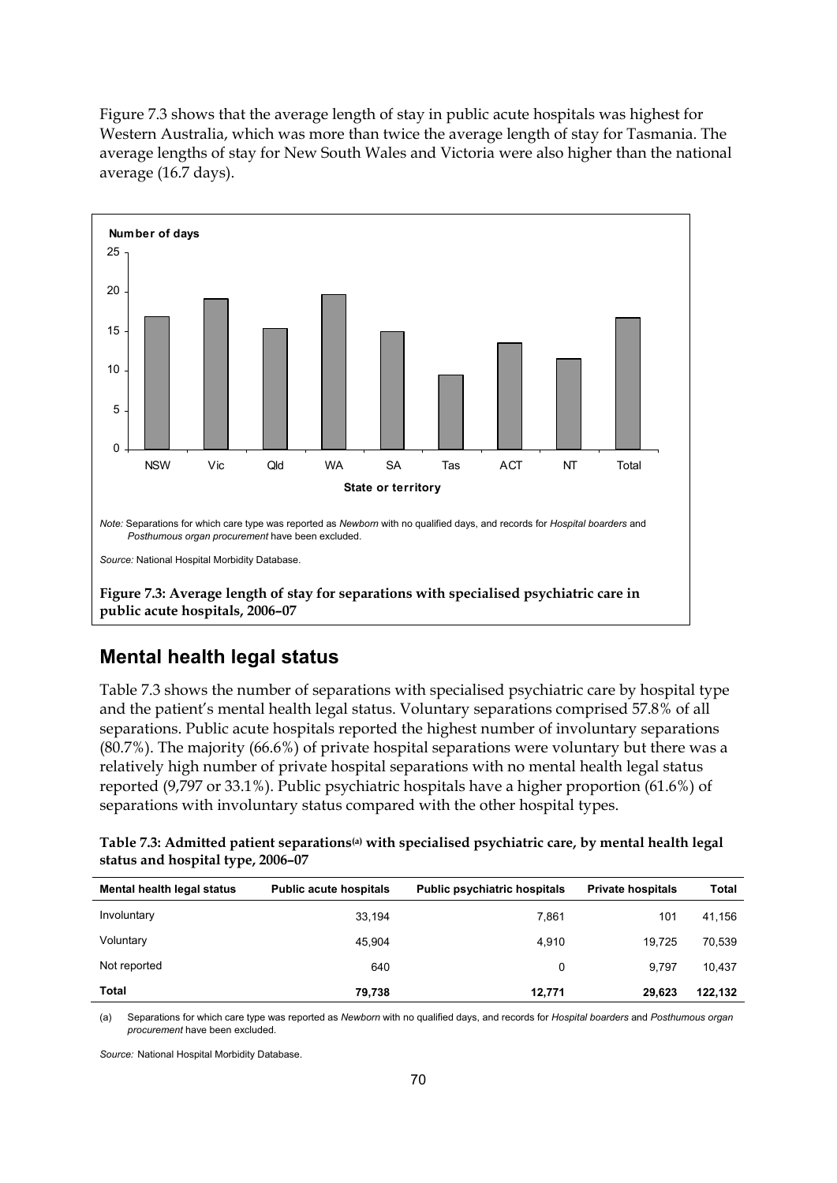Figure 7.3 shows that the average length of stay in public acute hospitals was highest for Western Australia, which was more than twice the average length of stay for Tasmania. The average lengths of stay for New South Wales and Victoria were also higher than the national average (16.7 days).

*Note:* Separations for which care type was reported as *Newborn* with no qualified days, and records for *Hospital boarders* and *Posthumous organ procurement* have been excluded.

*Source:* National Hospital Morbidity Database.

**Figure 7.3: Average length of stay for separations with specialised psychiatric care in public acute hospitals, 2006–07**

## Mental health legal status

Table 7.3 shows the number of separations with specialised psychiatric care by hospital type and the patient's mental health legal status. Voluntary separations comprised 57.8% of all separations. Public acute hospitals reported the highest number of involuntary separations (80.7%). The majority (66.6%) of private hospital separations were voluntary but there was a relatively high number of private hospital separations with no mental health legal status reported (9,797 or 33.1%). Public psychiatric hospitals have a higher proportion (61.6%) of separations with involuntary status compared with the other hospital types.

**Table 7.3: Admitted patient separations[(a)] with specialised psychiatric care, by mental health legal status and hospital type, 2006–07**

| Mental health legal status | Public acute hospitals | Public psychiatric hospitals | Private hospitals | Total |
|---|---|---|---|---|
| Involuntary | 33,194 | 7,861 | 101 | 41,156 |
| Voluntary | 45,904 | 4,910 | 19,725 | 70,539 |
| Not reported | 640 | 0 | 9,797 | 10,437 |
| **Total** | **79,738** | **12,771** | **29,623** | **122,132** |

(a) Separations for which care type was reported as *Newborn* with no qualified days, and records for *Hospital boarders* and *Posthumous organ procurement* have been excluded.

*Source:* National Hospital Morbidity Database.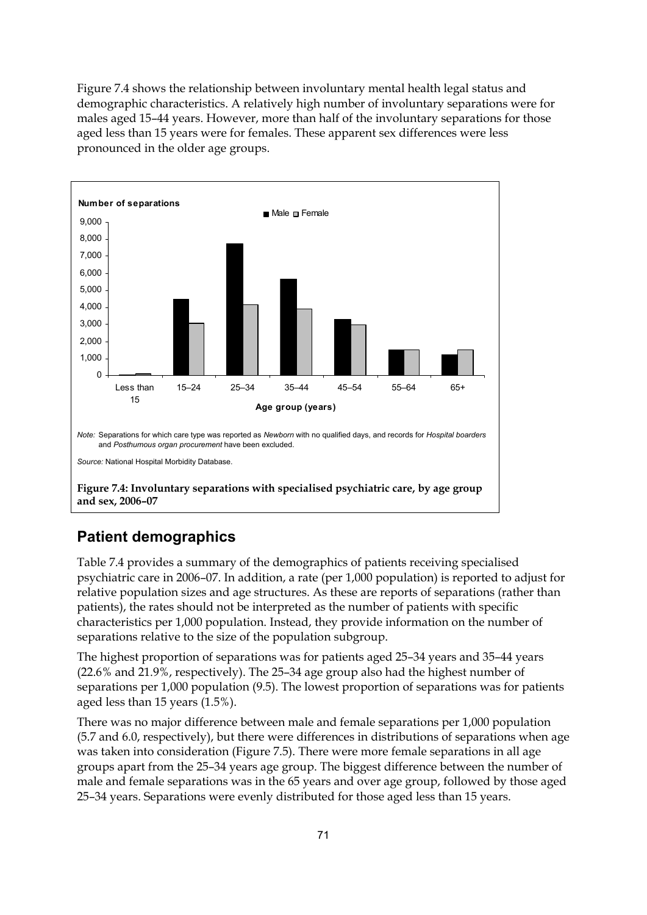Figure 7.4 shows the relationship between involuntary mental health legal status and demographic characteristics. A relatively high number of involuntary separations were for males aged 15–44 years. However, more than half of the involuntary separations for those aged less than 15 years were for females. These apparent sex differences were less pronounced in the older age groups.

*Note:* Separations for which care type was reported as *Newborn* with no qualified days, and records for *Hospital boarders* and *Posthumous organ procurement* have been excluded.

*Source:* National Hospital Morbidity Database.

**Figure 7.4: Involuntary separations with specialised psychiatric care, by age group and sex, 2006–07**

## Patient demographics

Table 7.4 provides a summary of the demographics of patients receiving specialised psychiatric care in 2006–07. In addition, a rate (per 1,000 population) is reported to adjust for relative population sizes and age structures. As these are reports of separations (rather than patients), the rates should not be interpreted as the number of patients with specific characteristics per 1,000 population. Instead, they provide information on the number of separations relative to the size of the population subgroup.

The highest proportion of separations was for patients aged 25–34 years and 35–44 years (22.6% and 21.9%, respectively). The 25–34 age group also had the highest number of separations per 1,000 population (9.5). The lowest proportion of separations was for patients aged less than 15 years (1.5%).

There was no major difference between male and female separations per 1,000 population (5.7 and 6.0, respectively), but there were differences in distributions of separations when age was taken into consideration (Figure 7.5). There were more female separations in all age groups apart from the 25–34 years age group. The biggest difference between the number of male and female separations was in the 65 years and over age group, followed by those aged 25–34 years. Separations were evenly distributed for those aged less than 15 years.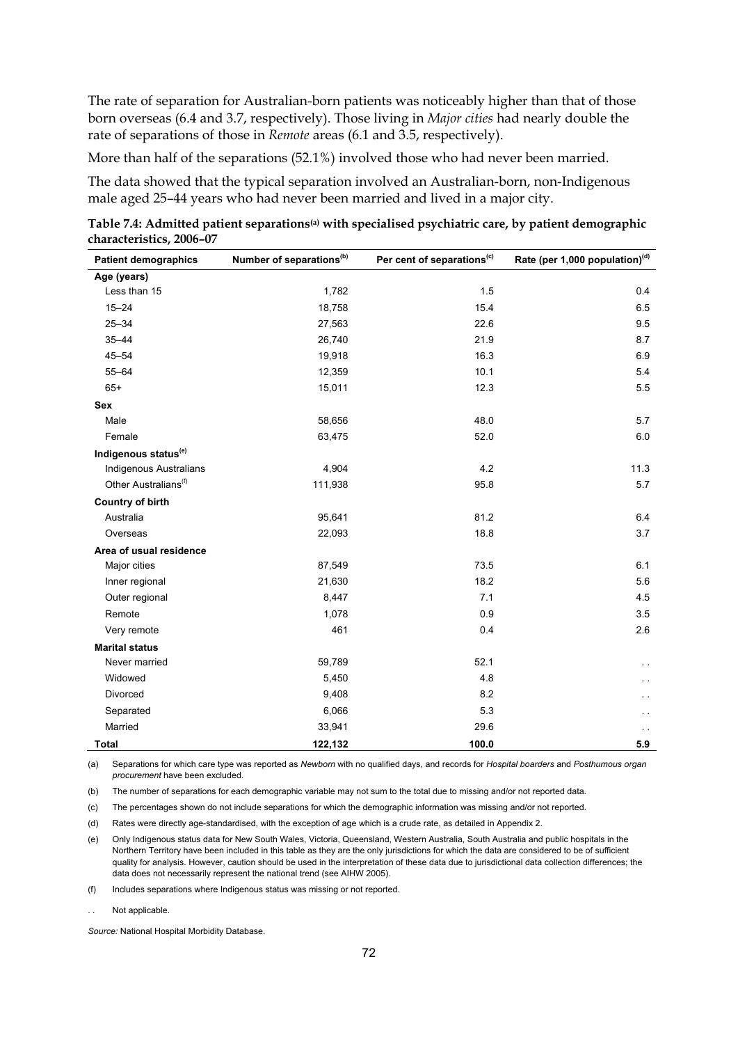The rate of separation for Australian-born patients was noticeably higher than that of those born overseas (6.4 and 3.7, respectively). Those living in *Major cities* had nearly double the rate of separations of those in *Remote* areas (6.1 and 3.5, respectively).

More than half of the separations (52.1%) involved those who had never been married.

The data showed that the typical separation involved an Australian-born, non-Indigenous male aged 25–44 years who had never been married and lived in a major city.

**Table 7.4: Admitted patient separations[(a)] with specialised psychiatric care, by patient demographic characteristics, 2006–07**

| Patient demographics | Number of separations[(b)] | Per cent of separations[(c)] | Rate (per 1,000 population)[(d)] |
|---|---|---|---|
| **Age (years)** | | | |
| Less than 15 | 1,782 | 1.5 | 0.4 |
| 15–24 | 18,758 | 15.4 | 6.5 |
| 25–34 | 27,563 | 22.6 | 9.5 |
| 35–44 | 26,740 | 21.9 | 8.7 |
| 45–54 | 19,918 | 16.3 | 6.9 |
| 55–64 | 12,359 | 10.1 | 5.4 |
| 65+ | 15,011 | 12.3 | 5.5 |
| **Sex** | | | |
| Male | 58,656 | 48.0 | 5.7 |
| Female | 63,475 | 52.0 | 6.0 |
| **Indigenous status[(e)]** | | | |
| Indigenous Australians | 4,904 | 4.2 | 11.3 |
| Other Australians[(f)] | 111,938 | 95.8 | 5.7 |
| **Country of birth** | | | |
| Australia | 95,641 | 81.2 | 6.4 |
| Overseas | 22,093 | 18.8 | 3.7 |
| **Area of usual residence** | | | |
| Major cities | 87,549 | 73.5 | 6.1 |
| Inner regional | 21,630 | 18.2 | 5.6 |
| Outer regional | 8,447 | 7.1 | 4.5 |
| Remote | 1,078 | 0.9 | 3.5 |
| Very remote | 461 | 0.4 | 2.6 |
| **Marital status** | | | |
| Never married | 59,789 | 52.1 | . . |
| Widowed | 5,450 | 4.8 | . . |
| Divorced | 9,408 | 8.2 | . . |
| Separated | 6,066 | 5.3 | . . |
| Married | 33,941 | 29.6 | . . |
| **Total** | **122,132** | **100.0** | **5.9** |

(a) Separations for which care type was reported as *Newborn* with no qualified days, and records for *Hospital boarders* and *Posthumous organ procurement* have been excluded.

(b) The number of separations for each demographic variable may not sum to the total due to missing and/or not reported data.

(c) The percentages shown do not include separations for which the demographic information was missing and/or not reported.

(d) Rates were directly age-standardised, with the exception of age which is a crude rate, as detailed in Appendix 2.

(e) Only Indigenous status data for New South Wales, Victoria, Queensland, Western Australia, South Australia and public hospitals in the Northern Territory have been included in this table as they are the only jurisdictions for which the data are considered to be of sufficient quality for analysis. However, caution should be used in the interpretation of these data due to jurisdictional data collection differences; the data does not necessarily represent the national trend (see AIHW 2005).

(f) Includes separations where Indigenous status was missing or not reported.

. . Not applicable.

*Source:* National Hospital Morbidity Database.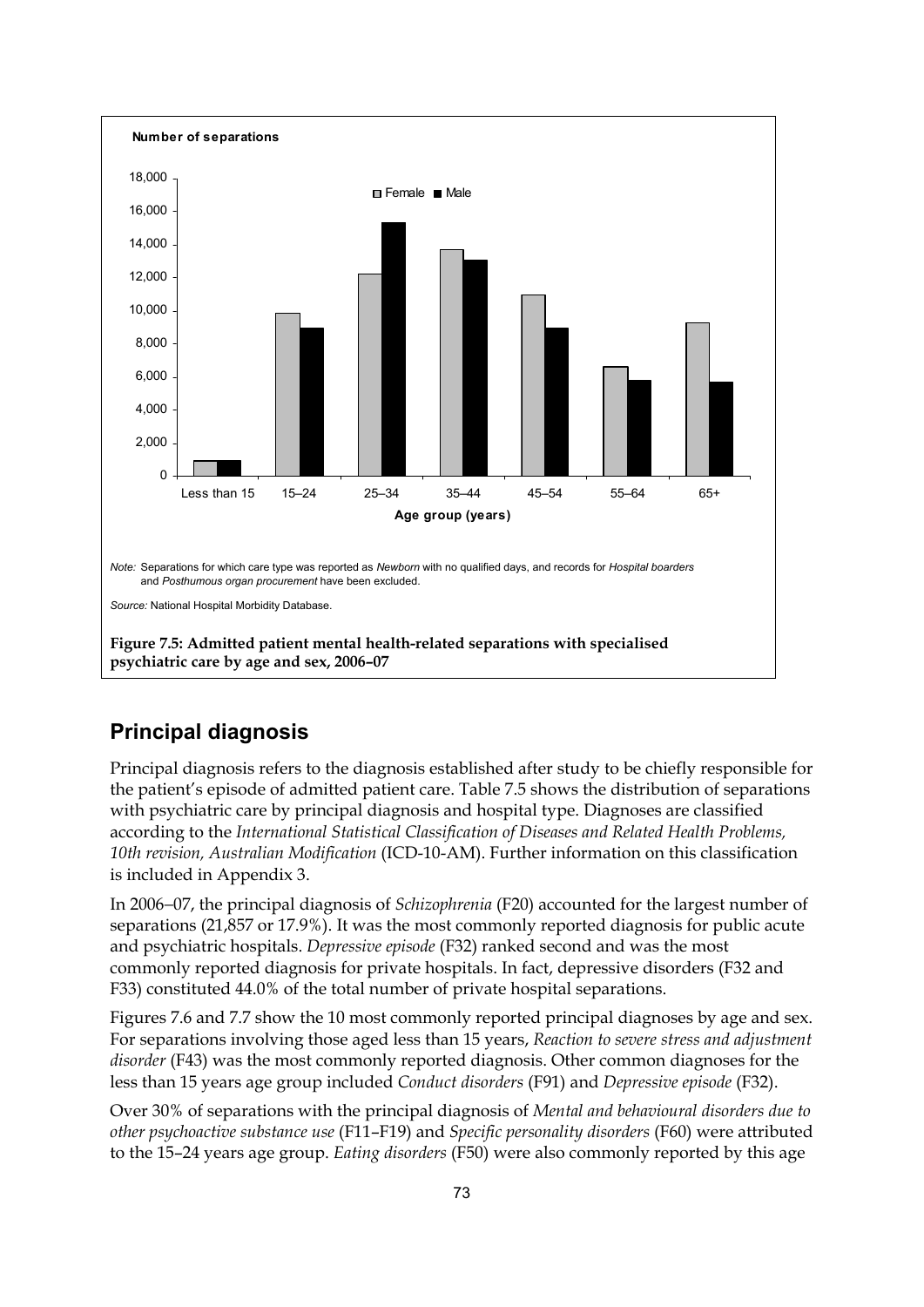**Number of separations**

Female ■ Male

Age group (years): Less than 15, 15–24, 25–34, 35–44, 45–54, 55–64, 65+

*Note:* Separations for which care type was reported as *Newborn* with no qualified days, and records for *Hospital boarders* and *Posthumous organ procurement* have been excluded.

*Source:* National Hospital Morbidity Database.

**Figure 7.5: Admitted patient mental health-related separations with specialised psychiatric care by age and sex, 2006–07**

## Principal diagnosis

Principal diagnosis refers to the diagnosis established after study to be chiefly responsible for the patient's episode of admitted patient care. Table 7.5 shows the distribution of separations with psychiatric care by principal diagnosis and hospital type. Diagnoses are classified according to the *International Statistical Classification of Diseases and Related Health Problems, 10th revision, Australian Modification* (ICD-10-AM). Further information on this classification is included in Appendix 3.

In 2006–07, the principal diagnosis of *Schizophrenia* (F20) accounted for the largest number of separations (21,857 or 17.9%). It was the most commonly reported diagnosis for public acute and psychiatric hospitals. *Depressive episode* (F32) ranked second and was the most commonly reported diagnosis for private hospitals. In fact, depressive disorders (F32 and F33) constituted 44.0% of the total number of private hospital separations.

Figures 7.6 and 7.7 show the 10 most commonly reported principal diagnoses by age and sex. For separations involving those aged less than 15 years, *Reaction to severe stress and adjustment disorder* (F43) was the most commonly reported diagnosis. Other common diagnoses for the less than 15 years age group included *Conduct disorders* (F91) and *Depressive episode* (F32).

Over 30% of separations with the principal diagnosis of *Mental and behavioural disorders due to other psychoactive substance use* (F11–F19) and *Specific personality disorders* (F60) were attributed to the 15–24 years age group. *Eating disorders* (F50) were also commonly reported by this age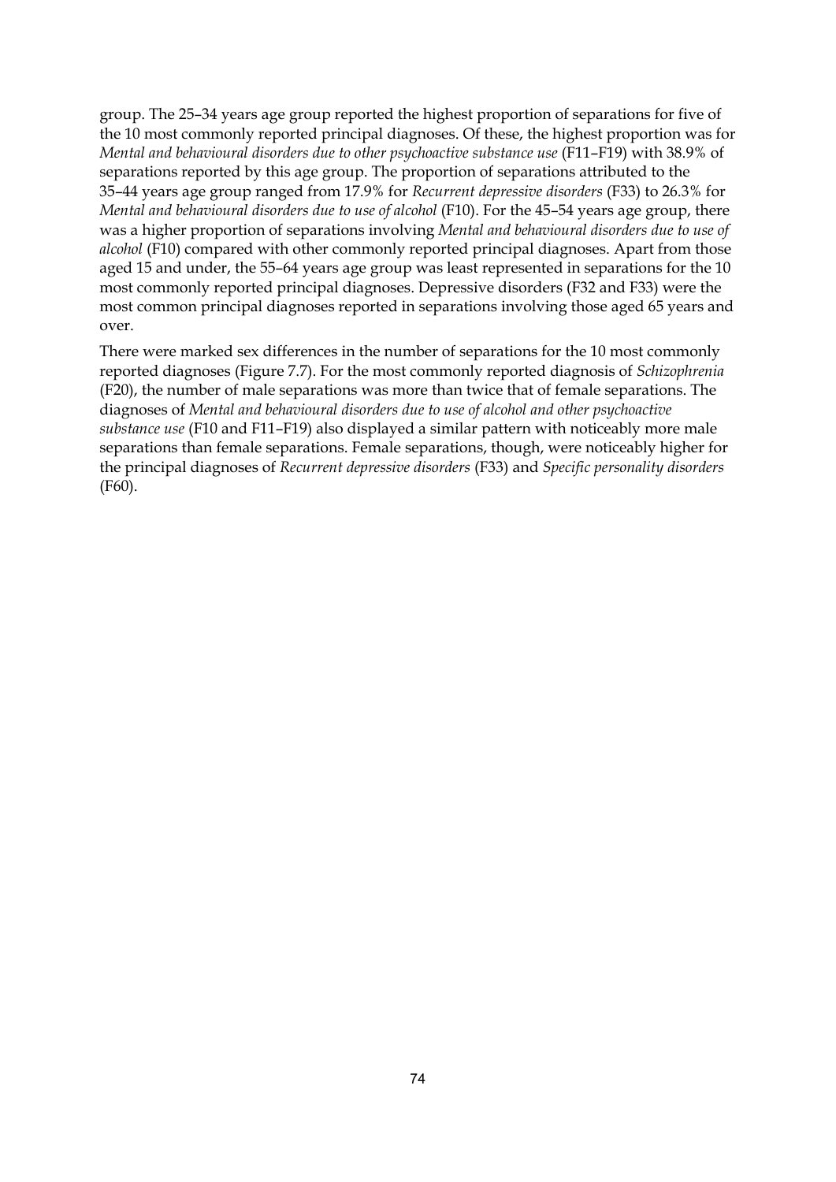group. The 25–34 years age group reported the highest proportion of separations for five of the 10 most commonly reported principal diagnoses. Of these, the highest proportion was for *Mental and behavioural disorders due to other psychoactive substance use* (F11–F19) with 38.9% of separations reported by this age group. The proportion of separations attributed to the 35–44 years age group ranged from 17.9% for *Recurrent depressive disorders* (F33) to 26.3% for *Mental and behavioural disorders due to use of alcohol* (F10). For the 45–54 years age group, there was a higher proportion of separations involving *Mental and behavioural disorders due to use of alcohol* (F10) compared with other commonly reported principal diagnoses. Apart from those aged 15 and under, the 55–64 years age group was least represented in separations for the 10 most commonly reported principal diagnoses. Depressive disorders (F32 and F33) were the most common principal diagnoses reported in separations involving those aged 65 years and over.

There were marked sex differences in the number of separations for the 10 most commonly reported diagnoses (Figure 7.7). For the most commonly reported diagnosis of *Schizophrenia* (F20), the number of male separations was more than twice that of female separations. The diagnoses of *Mental and behavioural disorders due to use of alcohol and other psychoactive substance use* (F10 and F11–F19) also displayed a similar pattern with noticeably more male separations than female separations. Female separations, though, were noticeably higher for the principal diagnoses of *Recurrent depressive disorders* (F33) and *Specific personality disorders* (F60).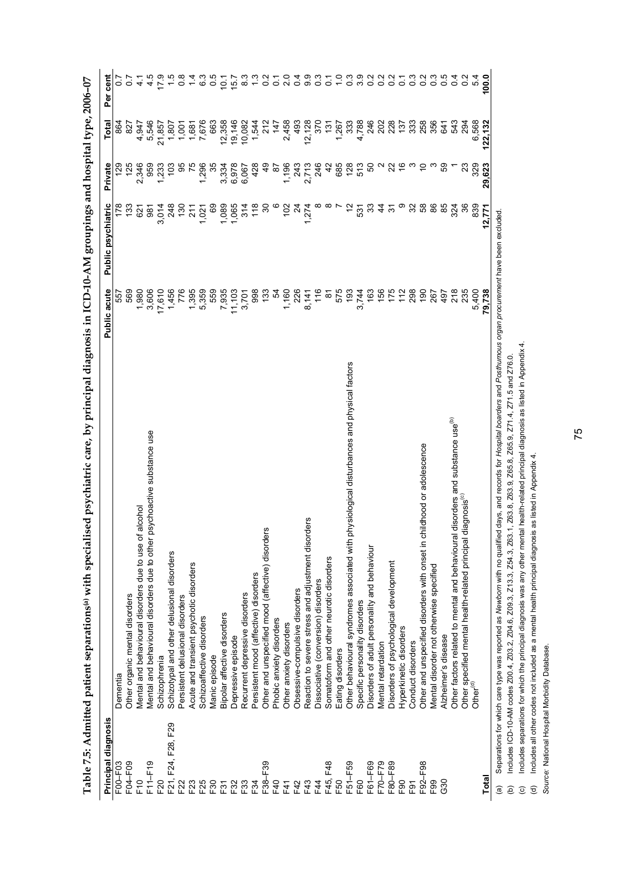# Table 7.5: Admitted patient separations[(a)] with specialised psychiatric care, by principal diagnosis in ICD-10-AM groupings and hospital type, 2006–07

| Principal diagnosis | | Public acute | Public psychiatric | Private | Total | Per cent |
|---|---|---|---|---|---|---|
| F00–F03 | Dementia | 557 | 178 | 129 | 864 | 0.7 |
| F04–F09 | Other organic mental disorders | 569 | 133 | 125 | 827 | 0.7 |
| F10 | Mental and behavioural disorders due to use of alcohol | 1,980 | 621 | 2,346 | 4,947 | 4.1 |
| F11–F19 | Mental and behavioural disorders due to other psychoactive substance use | 3,606 | 981 | 959 | 5,546 | 4.5 |
| F20 | Schizophrenia | 17,610 | 3,014 | 1,233 | 21,857 | 17.9 |
| F21, F24, F28, F29 | Schizotypal and other delusional disorders | 1,456 | 248 | 103 | 1,807 | 1.5 |
| F22 | Persistent delusional disorders | 776 | 130 | 95 | 1,001 | 0.8 |
| F23 | Acute and transient psychotic disorders | 1,395 | 211 | 75 | 1,681 | 1.4 |
| F25 | Schizoaffective disorders | 5,359 | 1,021 | 1,296 | 7,676 | 6.3 |
| F30 | Manic episode | 559 | 69 | 35 | 663 | 0.5 |
| F31 | Bipolar affective disorders | 7,935 | 1,089 | 3,334 | 12,358 | 10.1 |
| F32 | Depressive episode | 11,103 | 1,065 | 6,978 | 19,146 | 15.7 |
| F33 | Recurrent depressive disorders | 3,701 | 314 | 6,067 | 10,082 | 8.3 |
| F34 | Persistent mood (affective) disorders | 998 | 118 | 428 | 1,544 | 1.3 |
| F38–F39 | Other and unspecified mood (affective) disorders | 133 | 30 | 49 | 212 | 0.2 |
| F40 | Phobic anxiety disorders | 54 | 6 | 87 | 147 | 0.1 |
| F41 | Other anxiety disorders | 1,160 | 102 | 1,196 | 2,458 | 2.0 |
| F42 | Obsessive-compulsive disorders | 226 | 24 | 243 | 493 | 0.4 |
| F43 | Reaction to severe stress and adjustment disorders | 8,141 | 1,274 | 2,713 | 12,128 | 9.9 |
| F44 | Dissociative (conversion) disorders | 116 | 8 | 246 | 370 | 0.3 |
| F45, F48 | Somatoform and other neurotic disorders | 81 | 8 | 42 | 131 | 0.1 |
| F50 | Eating disorders | 575 | 7 | 685 | 1,267 | 1.0 |
| F51–F59 | Other behavioural syndromes associated with physiological disturbances and physical factors | 193 | 12 | 128 | 333 | 0.3 |
| F60 | Specific personality disorders | 3,744 | 531 | 513 | 4,788 | 3.9 |
| F61–F69 | Disorders of adult personality and behaviour | 163 | 33 | 50 | 246 | 0.2 |
| F70–F79 | Mental retardation | 156 | 44 | 2 | 202 | 0.2 |
| F80–F89 | Disorders of psychological development | 175 | 31 | 22 | 228 | 0.2 |
| F90 | Hyperkinetic disorders | 112 | 9 | 16 | 137 | 0.1 |
| F91 | Conduct disorders | 298 | 32 | 3 | 333 | 0.3 |
| F92–F98 | Other and unspecified disorders with onset in childhood or adolescence | 190 | 58 | 10 | 258 | 0.2 |
| F99 | Mental disorder not otherwise specified | 267 | 86 | 3 | 356 | 0.3 |
| G30 | Alzheimer's disease | 497 | 85 | 59 | 641 | 0.5 |
| | Other factors related to mental and behavioural disorders and substance use[(b)] | 218 | 324 | 1 | 543 | 0.4 |
| | Other specified mental health-related principal diagnosis[(c)] | 235 | 36 | 23 | 294 | 0.2 |
| | Other[(d)] | 5,400 | 839 | 329 | 6,568 | 5.4 |
| **Total** | | **79,738** | **12,771** | **29,623** | **122,132** | **100.0** |

(a) Separations for which care type was reported as *Newborn* with no qualified days, and records for *Hospital boarders* and *Posthumous organ procurement* have been excluded.

(b) Includes ICD-10-AM codes Z00.4, Z03.2, Z04.6, Z09.3, Z13.3, Z54.3, Z63.1, Z63.8, Z63.9, Z65.8, Z65.9, Z71.4, Z71.5 and Z76.0.

(c) Includes separations for which the principal diagnosis was any other mental health-related principal diagnosis as listed in Appendix 4.

(d) Includes all other codes not included as a mental health principal diagnosis as listed in Appendix 4.

*Source:* National Hospital Morbidity Database.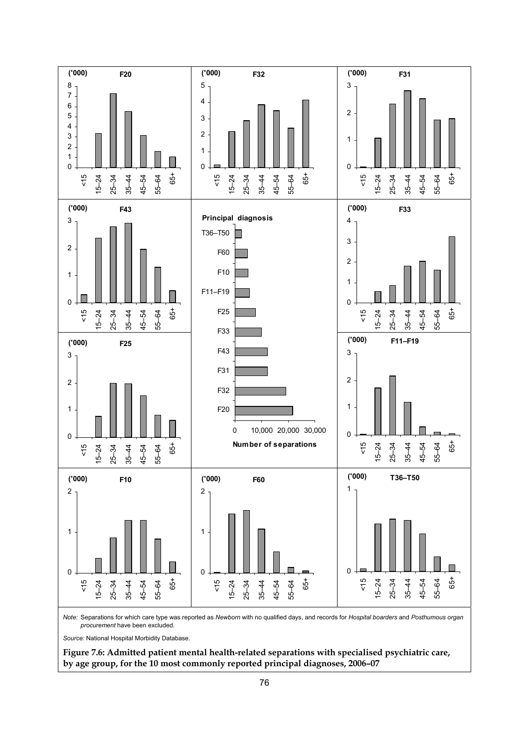*Note:* Separations for which care type was reported as *Newborn* with no qualified days, and records for *Hospital boarders* and *Posthumous organ procurement* have been excluded.

*Source:* National Hospital Morbidity Database.

**Figure 7.6: Admitted patient mental health-related separations with specialised psychiatric care, by age group, for the 10 most commonly reported principal diagnoses, 2006–07**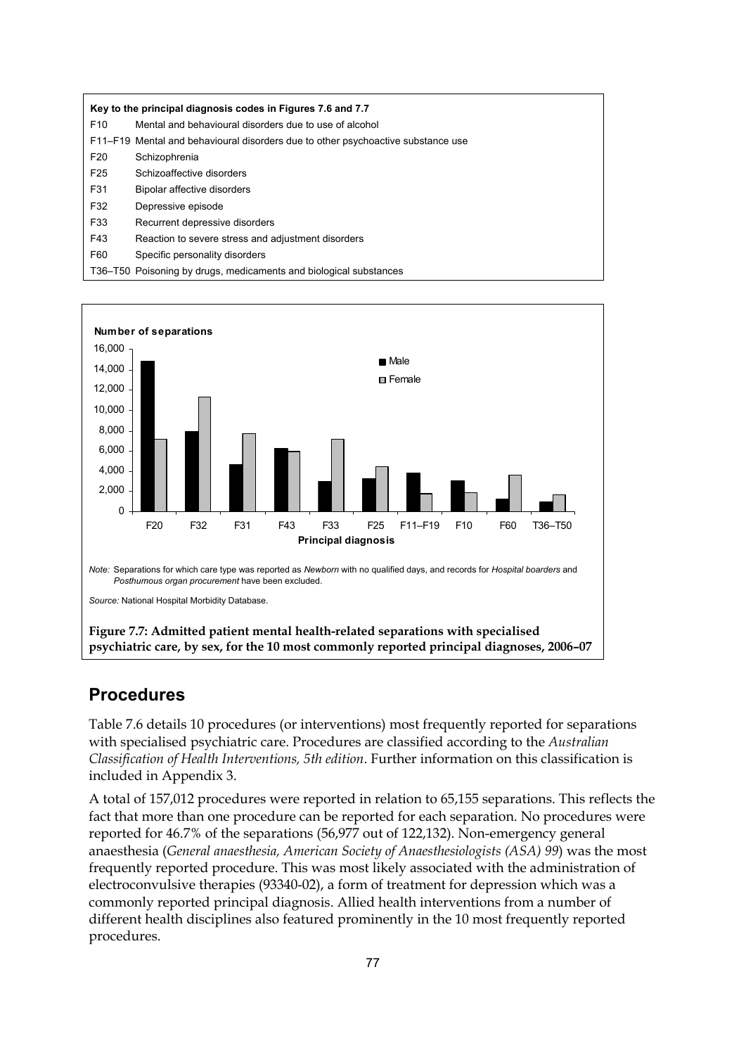**Key to the principal diagnosis codes in Figures 7.6 and 7.7**

| Code | Description |
|---|---|
| F10 | Mental and behavioural disorders due to use of alcohol |
| F11–F19 | Mental and behavioural disorders due to other psychoactive substance use |
| F20 | Schizophrenia |
| F25 | Schizoaffective disorders |
| F31 | Bipolar affective disorders |
| F32 | Depressive episode |
| F33 | Recurrent depressive disorders |
| F43 | Reaction to severe stress and adjustment disorders |
| F60 | Specific personality disorders |
| T36–T50 | Poisoning by drugs, medicaments and biological substances |

*Note:* Separations for which care type was reported as *Newborn* with no qualified days, and records for *Hospital boarders* and *Posthumous organ procurement* have been excluded.

*Source:* National Hospital Morbidity Database.

**Figure 7.7: Admitted patient mental health-related separations with specialised psychiatric care, by sex, for the 10 most commonly reported principal diagnoses, 2006–07**

## Procedures

Table 7.6 details 10 procedures (or interventions) most frequently reported for separations with specialised psychiatric care. Procedures are classified according to the *Australian Classification of Health Interventions, 5th edition*. Further information on this classification is included in Appendix 3.

A total of 157,012 procedures were reported in relation to 65,155 separations. This reflects the fact that more than one procedure can be reported for each separation. No procedures were reported for 46.7% of the separations (56,977 out of 122,132). Non-emergency general anaesthesia (*General anaesthesia, American Society of Anaesthesiologists (ASA) 99*) was the most frequently reported procedure. This was most likely associated with the administration of electroconvulsive therapies (93340-02), a form of treatment for depression which was a commonly reported principal diagnosis. Allied health interventions from a number of different health disciplines also featured prominently in the 10 most frequently reported procedures.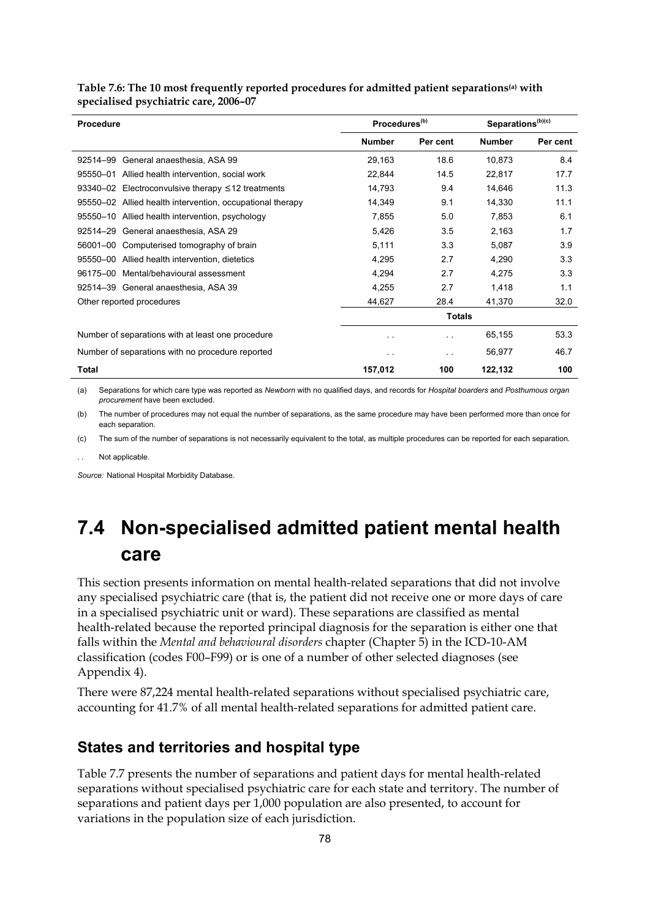**Table 7.6: The 10 most frequently reported procedures for admitted patient separations[(a)] with specialised psychiatric care, 2006–07**

| Procedure | Procedures[(b)] | | Separations[(b)(c)] | |
|---|---|---|---|---|
| | Number | Per cent | Number | Per cent |
| 92514–99 General anaesthesia, ASA 99 | 29,163 | 18.6 | 10,873 | 8.4 |
| 95550–01 Allied health intervention, social work | 22,844 | 14.5 | 22,817 | 17.7 |
| 93340–02 Electroconvulsive therapy ≤12 treatments | 14,793 | 9.4 | 14,646 | 11.3 |
| 95550–02 Allied health intervention, occupational therapy | 14,349 | 9.1 | 14,330 | 11.1 |
| 95550–10 Allied health intervention, psychology | 7,855 | 5.0 | 7,853 | 6.1 |
| 92514–29 General anaesthesia, ASA 29 | 5,426 | 3.5 | 2,163 | 1.7 |
| 56001–00 Computerised tomography of brain | 5,111 | 3.3 | 5,087 | 3.9 |
| 95550–00 Allied health intervention, dietetics | 4,295 | 2.7 | 4,290 | 3.3 |
| 96175–00 Mental/behavioural assessment | 4,294 | 2.7 | 4,275 | 3.3 |
| 92514–39 General anaesthesia, ASA 39 | 4,255 | 2.7 | 1,418 | 1.1 |
| Other reported procedures | 44,627 | 28.4 | 41,370 | 32.0 |
| | | Totals | | |
| Number of separations with at least one procedure | . . | . . | 65,155 | 53.3 |
| Number of separations with no procedure reported | . . | . . | 56,977 | 46.7 |
| **Total** | **157,012** | **100** | **122,132** | **100** |

(a) Separations for which care type was reported as *Newborn* with no qualified days, and records for *Hospital boarders* and *Posthumous organ procurement* have been excluded.

(b) The number of procedures may not equal the number of separations, as the same procedure may have been performed more than once for each separation.

(c) The sum of the number of separations is not necessarily equivalent to the total, as multiple procedures can be reported for each separation.

. . Not applicable.

*Source:* National Hospital Morbidity Database.

# 7.4 Non-specialised admitted patient mental health care

This section presents information on mental health-related separations that did not involve any specialised psychiatric care (that is, the patient did not receive one or more days of care in a specialised psychiatric unit or ward). These separations are classified as mental health-related because the reported principal diagnosis for the separation is either one that falls within the *Mental and behavioural disorders* chapter (Chapter 5) in the ICD-10-AM classification (codes F00–F99) or is one of a number of other selected diagnoses (see Appendix 4).

There were 87,224 mental health-related separations without specialised psychiatric care, accounting for 41.7% of all mental health-related separations for admitted patient care.

## States and territories and hospital type

Table 7.7 presents the number of separations and patient days for mental health-related separations without specialised psychiatric care for each state and territory. The number of separations and patient days per 1,000 population are also presented, to account for variations in the population size of each jurisdiction.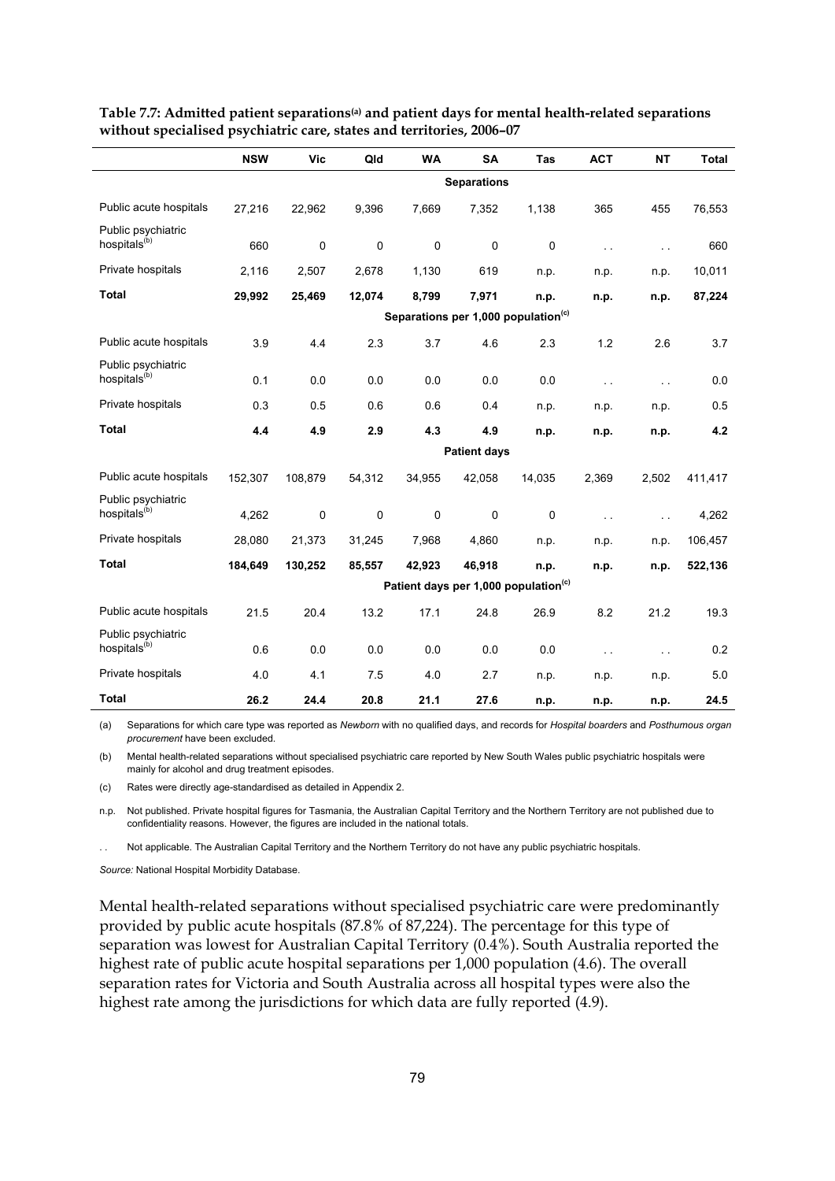**Table 7.7: Admitted patient separations[(a)] and patient days for mental health-related separations without specialised psychiatric care, states and territories, 2006–07**

| | NSW | Vic | Qld | WA | SA | Tas | ACT | NT | Total |
|---|---|---|---|---|---|---|---|---|---|
| | | | | | **Separations** | | | | |
| Public acute hospitals | 27,216 | 22,962 | 9,396 | 7,669 | 7,352 | 1,138 | 365 | 455 | 76,553 |
| Public psychiatric hospitals[(b)] | 660 | 0 | 0 | 0 | 0 | 0 | . . | . . | 660 |
| Private hospitals | 2,116 | 2,507 | 2,678 | 1,130 | 619 | n.p. | n.p. | n.p. | 10,011 |
| **Total** | **29,992** | **25,469** | **12,074** | **8,799** | **7,971** | **n.p.** | **n.p.** | **n.p.** | **87,224** |
| | | | | | **Separations per 1,000 population[(c)]** | | | | |
| Public acute hospitals | 3.9 | 4.4 | 2.3 | 3.7 | 4.6 | 2.3 | 1.2 | 2.6 | 3.7 |
| Public psychiatric hospitals[(b)] | 0.1 | 0.0 | 0.0 | 0.0 | 0.0 | 0.0 | . . | . . | 0.0 |
| Private hospitals | 0.3 | 0.5 | 0.6 | 0.6 | 0.4 | n.p. | n.p. | n.p. | 0.5 |
| **Total** | **4.4** | **4.9** | **2.9** | **4.3** | **4.9** | **n.p.** | **n.p.** | **n.p.** | **4.2** |
| | | | | | **Patient days** | | | | |
| Public acute hospitals | 152,307 | 108,879 | 54,312 | 34,955 | 42,058 | 14,035 | 2,369 | 2,502 | 411,417 |
| Public psychiatric hospitals[(b)] | 4,262 | 0 | 0 | 0 | 0 | 0 | . . | . . | 4,262 |
| Private hospitals | 28,080 | 21,373 | 31,245 | 7,968 | 4,860 | n.p. | n.p. | n.p. | 106,457 |
| **Total** | **184,649** | **130,252** | **85,557** | **42,923** | **46,918** | **n.p.** | **n.p.** | **n.p.** | **522,136** |
| | | | | | **Patient days per 1,000 population[(c)]** | | | | |
| Public acute hospitals | 21.5 | 20.4 | 13.2 | 17.1 | 24.8 | 26.9 | 8.2 | 21.2 | 19.3 |
| Public psychiatric hospitals[(b)] | 0.6 | 0.0 | 0.0 | 0.0 | 0.0 | 0.0 | . . | . . | 0.2 |
| Private hospitals | 4.0 | 4.1 | 7.5 | 4.0 | 2.7 | n.p. | n.p. | n.p. | 5.0 |
| **Total** | **26.2** | **24.4** | **20.8** | **21.1** | **27.6** | **n.p.** | **n.p.** | **n.p.** | **24.5** |

(a) Separations for which care type was reported as *Newborn* with no qualified days, and records for *Hospital boarders* and *Posthumous organ procurement* have been excluded.

(b) Mental health-related separations without specialised psychiatric care reported by New South Wales public psychiatric hospitals were mainly for alcohol and drug treatment episodes.

(c) Rates were directly age-standardised as detailed in Appendix 2.

n.p. Not published. Private hospital figures for Tasmania, the Australian Capital Territory and the Northern Territory are not published due to confidentiality reasons. However, the figures are included in the national totals.

. . Not applicable. The Australian Capital Territory and the Northern Territory do not have any public psychiatric hospitals.

*Source:* National Hospital Morbidity Database.

Mental health-related separations without specialised psychiatric care were predominantly provided by public acute hospitals (87.8% of 87,224). The percentage for this type of separation was lowest for Australian Capital Territory (0.4%). South Australia reported the highest rate of public acute hospital separations per 1,000 population (4.6). The overall separation rates for Victoria and South Australia across all hospital types were also the highest rate among the jurisdictions for which data are fully reported (4.9).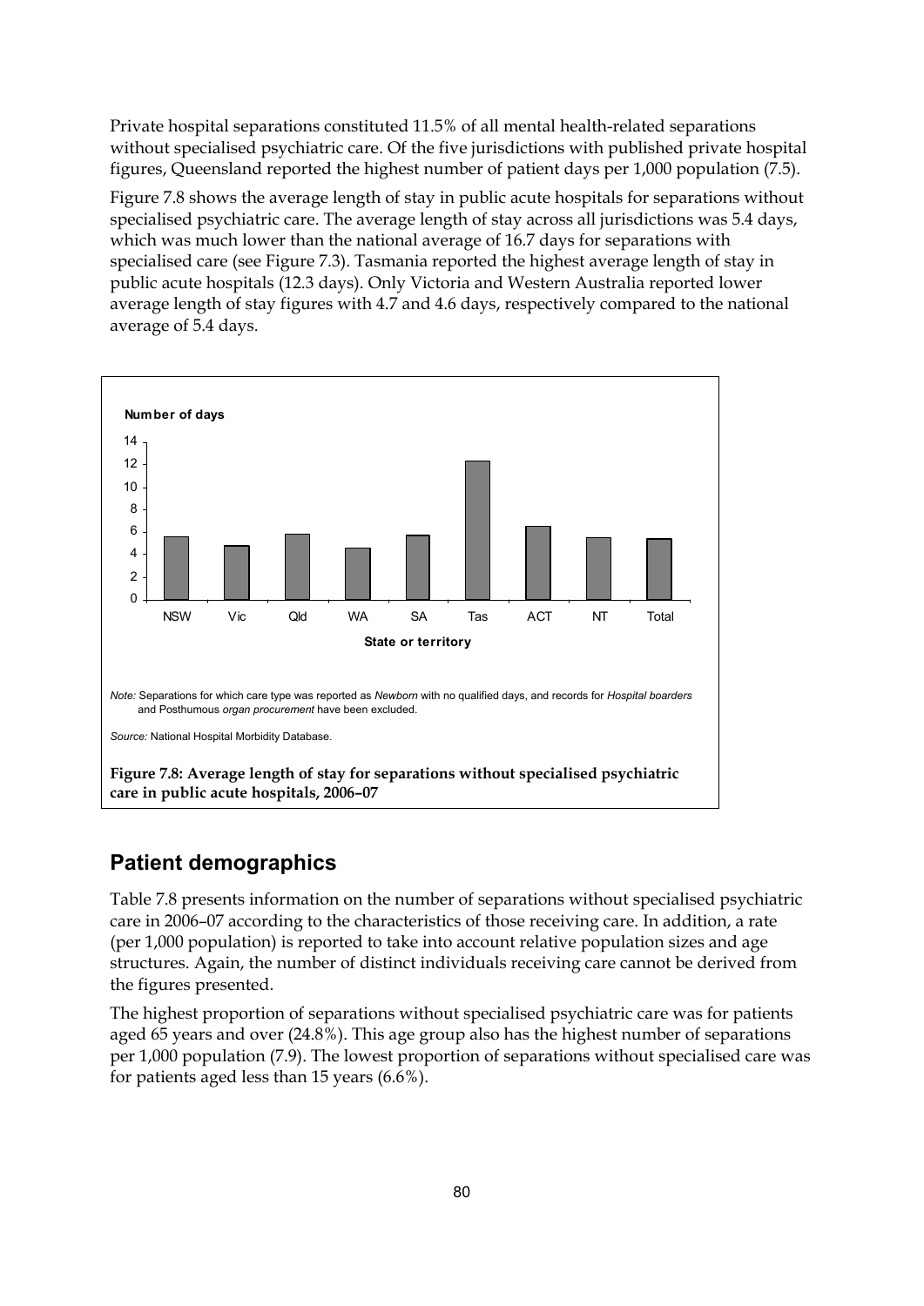Private hospital separations constituted 11.5% of all mental health-related separations without specialised psychiatric care. Of the five jurisdictions with published private hospital figures, Queensland reported the highest number of patient days per 1,000 population (7.5).

Figure 7.8 shows the average length of stay in public acute hospitals for separations without specialised psychiatric care. The average length of stay across all jurisdictions was 5.4 days, which was much lower than the national average of 16.7 days for separations with specialised care (see Figure 7.3). Tasmania reported the highest average length of stay in public acute hospitals (12.3 days). Only Victoria and Western Australia reported lower average length of stay figures with 4.7 and 4.6 days, respectively compared to the national average of 5.4 days.

*Note:* Separations for which care type was reported as *Newborn* with no qualified days, and records for *Hospital boarders* and Posthumous *organ procurement* have been excluded.

*Source:* National Hospital Morbidity Database.

**Figure 7.8: Average length of stay for separations without specialised psychiatric care in public acute hospitals, 2006–07**

## Patient demographics

Table 7.8 presents information on the number of separations without specialised psychiatric care in 2006–07 according to the characteristics of those receiving care. In addition, a rate (per 1,000 population) is reported to take into account relative population sizes and age structures. Again, the number of distinct individuals receiving care cannot be derived from the figures presented.

The highest proportion of separations without specialised psychiatric care was for patients aged 65 years and over (24.8%). This age group also has the highest number of separations per 1,000 population (7.9). The lowest proportion of separations without specialised care was for patients aged less than 15 years (6.6%).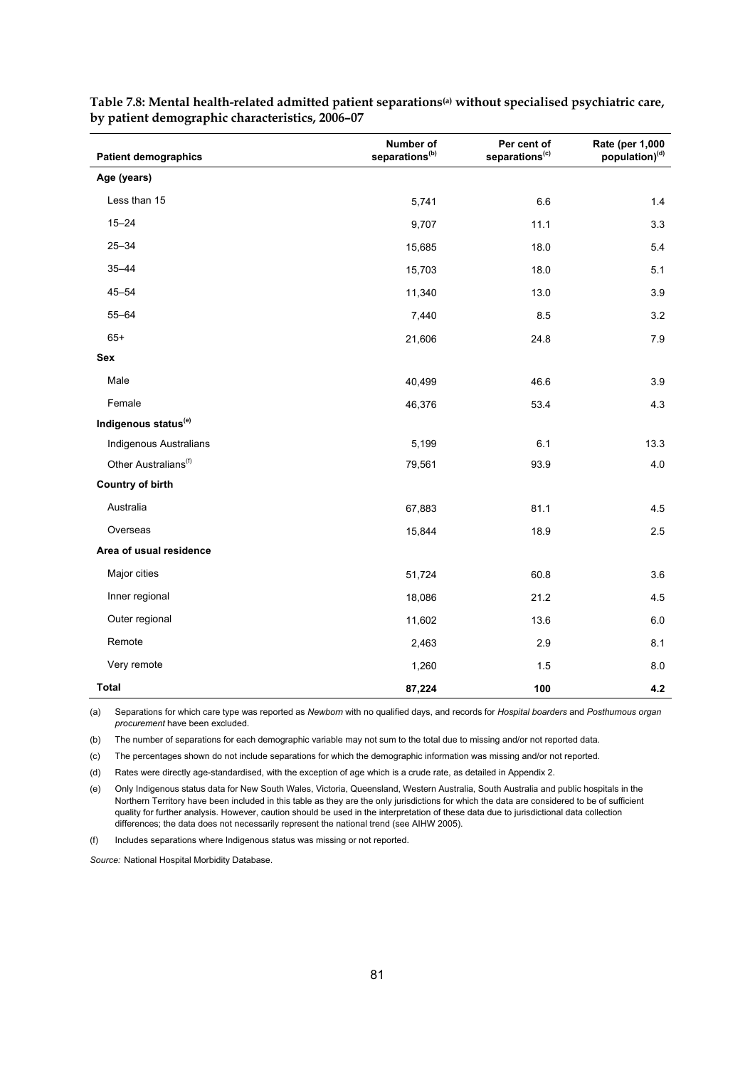**Table 7.8: Mental health-related admitted patient separations[(a)] without specialised psychiatric care, by patient demographic characteristics, 2006–07**

| Patient demographics | Number of separations[(b)] | Per cent of separations[(c)] | Rate (per 1,000 population)[(d)] |
|---|---|---|---|
| **Age (years)** | | | |
| Less than 15 | 5,741 | 6.6 | 1.4 |
| 15–24 | 9,707 | 11.1 | 3.3 |
| 25–34 | 15,685 | 18.0 | 5.4 |
| 35–44 | 15,703 | 18.0 | 5.1 |
| 45–54 | 11,340 | 13.0 | 3.9 |
| 55–64 | 7,440 | 8.5 | 3.2 |
| 65+ | 21,606 | 24.8 | 7.9 |
| **Sex** | | | |
| Male | 40,499 | 46.6 | 3.9 |
| Female | 46,376 | 53.4 | 4.3 |
| **Indigenous status[(e)]** | | | |
| Indigenous Australians | 5,199 | 6.1 | 13.3 |
| Other Australians[(f)] | 79,561 | 93.9 | 4.0 |
| **Country of birth** | | | |
| Australia | 67,883 | 81.1 | 4.5 |
| Overseas | 15,844 | 18.9 | 2.5 |
| **Area of usual residence** | | | |
| Major cities | 51,724 | 60.8 | 3.6 |
| Inner regional | 18,086 | 21.2 | 4.5 |
| Outer regional | 11,602 | 13.6 | 6.0 |
| Remote | 2,463 | 2.9 | 8.1 |
| Very remote | 1,260 | 1.5 | 8.0 |
| **Total** | **87,224** | **100** | **4.2** |

(a) Separations for which care type was reported as *Newborn* with no qualified days, and records for *Hospital boarders* and *Posthumous organ procurement* have been excluded.

(b) The number of separations for each demographic variable may not sum to the total due to missing and/or not reported data.

(c) The percentages shown do not include separations for which the demographic information was missing and/or not reported.

(d) Rates were directly age-standardised, with the exception of age which is a crude rate, as detailed in Appendix 2.

(e) Only Indigenous status data for New South Wales, Victoria, Queensland, Western Australia, South Australia and public hospitals in the Northern Territory have been included in this table as they are the only jurisdictions for which the data are considered to be of sufficient quality for further analysis. However, caution should be used in the interpretation of these data due to jurisdictional data collection differences; the data does not necessarily represent the national trend (see AIHW 2005).

(f) Includes separations where Indigenous status was missing or not reported.

*Source:* National Hospital Morbidity Database.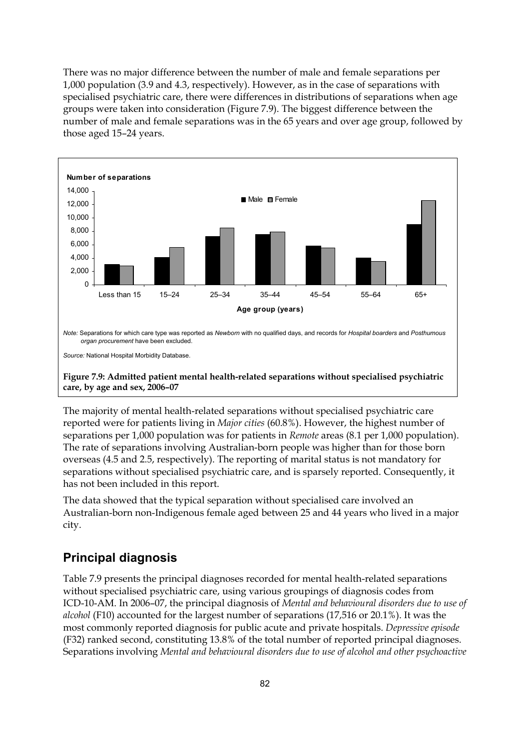There was no major difference between the number of male and female separations per 1,000 population (3.9 and 4.3, respectively). However, as in the case of separations with specialised psychiatric care, there were differences in distributions of separations when age groups were taken into consideration (Figure 7.9). The biggest difference between the number of male and female separations was in the 65 years and over age group, followed by those aged 15–24 years.

*Note:* Separations for which care type was reported as *Newborn* with no qualified days, and records for *Hospital boarders* and *Posthumous organ procurement* have been excluded.

*Source:* National Hospital Morbidity Database.

**Figure 7.9: Admitted patient mental health-related separations without specialised psychiatric care, by age and sex, 2006–07**

The majority of mental health-related separations without specialised psychiatric care reported were for patients living in *Major cities* (60.8%). However, the highest number of separations per 1,000 population was for patients in *Remote* areas (8.1 per 1,000 population). The rate of separations involving Australian-born people was higher than for those born overseas (4.5 and 2.5, respectively). The reporting of marital status is not mandatory for separations without specialised psychiatric care, and is sparsely reported. Consequently, it has not been included in this report.

The data showed that the typical separation without specialised care involved an Australian-born non-Indigenous female aged between 25 and 44 years who lived in a major city.

## Principal diagnosis

Table 7.9 presents the principal diagnoses recorded for mental health-related separations without specialised psychiatric care, using various groupings of diagnosis codes from ICD-10-AM. In 2006–07, the principal diagnosis of *Mental and behavioural disorders due to use of alcohol* (F10) accounted for the largest number of separations (17,516 or 20.1%). It was the most commonly reported diagnosis for public acute and private hospitals. *Depressive episode* (F32) ranked second, constituting 13.8% of the total number of reported principal diagnoses. Separations involving *Mental and behavioural disorders due to use of alcohol and other psychoactive*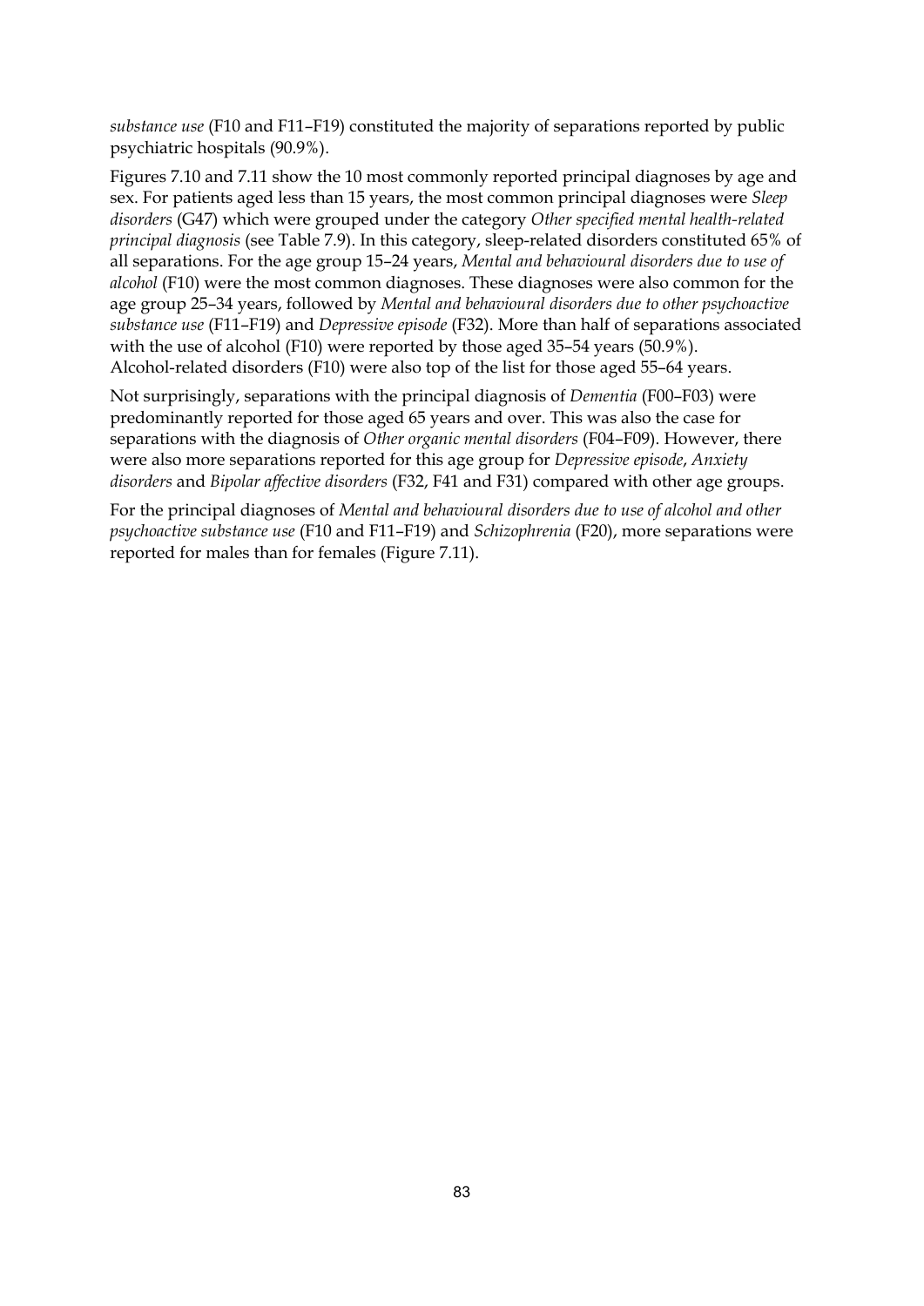*substance use* (F10 and F11–F19) constituted the majority of separations reported by public psychiatric hospitals (90.9%).

Figures 7.10 and 7.11 show the 10 most commonly reported principal diagnoses by age and sex. For patients aged less than 15 years, the most common principal diagnoses were *Sleep disorders* (G47) which were grouped under the category *Other specified mental health-related principal diagnosis* (see Table 7.9). In this category, sleep-related disorders constituted 65% of all separations. For the age group 15–24 years, *Mental and behavioural disorders due to use of alcohol* (F10) were the most common diagnoses. These diagnoses were also common for the age group 25–34 years, followed by *Mental and behavioural disorders due to other psychoactive substance use* (F11–F19) and *Depressive episode* (F32). More than half of separations associated with the use of alcohol (F10) were reported by those aged 35–54 years (50.9%). Alcohol-related disorders (F10) were also top of the list for those aged 55–64 years.

Not surprisingly, separations with the principal diagnosis of *Dementia* (F00–F03) were predominantly reported for those aged 65 years and over. This was also the case for separations with the diagnosis of *Other organic mental disorders* (F04–F09). However, there were also more separations reported for this age group for *Depressive episode*, *Anxiety disorders* and *Bipolar affective disorders* (F32, F41 and F31) compared with other age groups.

For the principal diagnoses of *Mental and behavioural disorders due to use of alcohol and other psychoactive substance use* (F10 and F11–F19) and *Schizophrenia* (F20), more separations were reported for males than for females (Figure 7.11).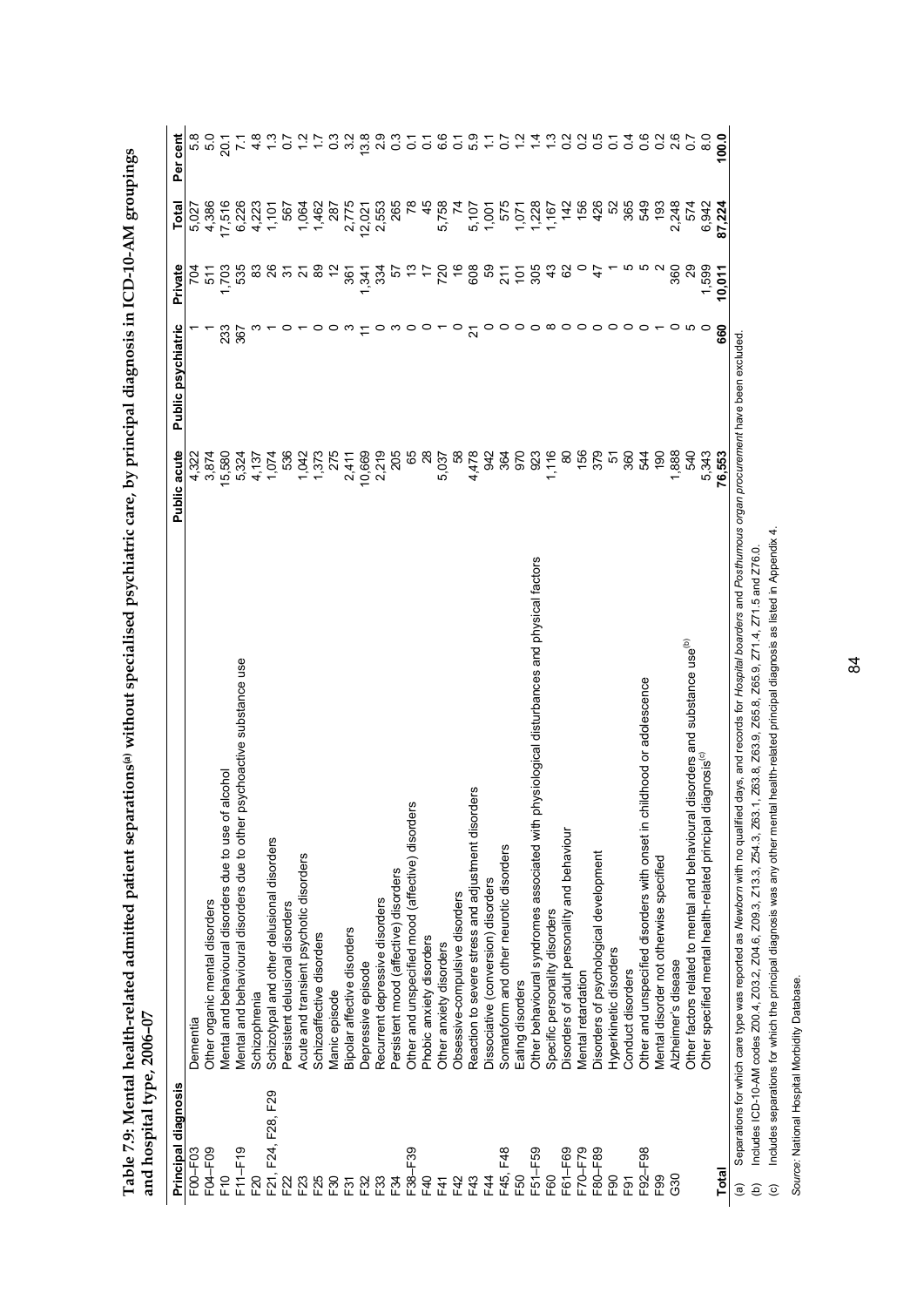**Table 7.9: Mental health-related admitted patient separations[(a)] without specialised psychiatric care, by principal diagnosis in ICD-10-AM groupings and hospital type, 2006–07**

| Principal diagnosis | | Public acute | Public psychiatric | Private | Total | Per cent |
|---|---|---|---|---|---|---|
| F00–F03 | Dementia | 4,322 | 1 | 704 | 5,027 | 5.8 |
| F04–F09 | Other organic mental disorders | 3,874 | 1 | 511 | 4,386 | 5.0 |
| F10 | Mental and behavioural disorders due to use of alcohol | 15,580 | 233 | 1,703 | 17,516 | 20.1 |
| F11–F19 | Mental and behavioural disorders due to other psychoactive substance use | 5,324 | 367 | 535 | 6,226 | 7.1 |
| F20 | Schizophrenia | 4,137 | 3 | 83 | 4,223 | 4.8 |
| F21, F24, F28, F29 | Schizotypal and other delusional disorders | 1,074 | 1 | 26 | 1,101 | 1.3 |
| F22 | Persistent delusional disorders | 536 | 0 | 31 | 567 | 0.7 |
| F23 | Acute and transient psychotic disorders | 1,042 | 1 | 21 | 1,064 | 1.2 |
| F25 | Schizoaffective disorders | 1,373 | 0 | 89 | 1,462 | 1.7 |
| F30 | Manic episode | 275 | 0 | 12 | 287 | 0.3 |
| F31 | Bipolar affective disorders | 2,411 | 3 | 361 | 2,775 | 3.2 |
| F32 | Depressive episode | 10,669 | 11 | 1,341 | 12,021 | 13.8 |
| F33 | Recurrent depressive disorders | 2,219 | 0 | 334 | 2,553 | 2.9 |
| F34 | Persistent mood (affective) disorders | 205 | 3 | 57 | 265 | 0.3 |
| F38–F39 | Other and unspecified mood (affective) disorders | 65 | 0 | 13 | 78 | 0.1 |
| F40 | Phobic anxiety disorders | 28 | 0 | 17 | 45 | 0.1 |
| F41 | Other anxiety disorders | 5,037 | 1 | 720 | 5,758 | 6.6 |
| F42 | Obsessive-compulsive disorders | 58 | 0 | 16 | 74 | 0.1 |
| F43 | Reaction to severe stress and adjustment disorders | 4,478 | 21 | 608 | 5,107 | 5.9 |
| F44 | Dissociative (conversion) disorders | 942 | 0 | 59 | 1,001 | 1.1 |
| F45, F48 | Somatoform and other neurotic disorders | 364 | 0 | 211 | 575 | 0.7 |
| F50 | Eating disorders | 970 | 0 | 101 | 1,071 | 1.2 |
| F51–F59 | Other behavioural syndromes associated with physiological disturbances and physical factors | 923 | 0 | 305 | 1,228 | 1.4 |
| F60 | Specific personality disorders | 1,116 | 8 | 43 | 1,167 | 1.3 |
| F61–F69 | Disorders of adult personality and behaviour | 80 | 0 | 62 | 142 | 0.2 |
| F70–F79 | Mental retardation | 156 | 0 | 0 | 156 | 0.2 |
| F80–F89 | Disorders of psychological development | 379 | 0 | 47 | 426 | 0.5 |
| F90 | Hyperkinetic disorders | 51 | 0 | 1 | 52 | 0.1 |
| F91 | Conduct disorders | 360 | 0 | 5 | 365 | 0.4 |
| F92–F98 | Other and unspecified disorders with onset in childhood or adolescence | 544 | 0 | 5 | 549 | 0.6 |
| F99 | Mental disorder not otherwise specified | 190 | 1 | 2 | 193 | 0.2 |
| G30 | Alzheimer's disease | 1,888 | 0 | 360 | 2,248 | 2.6 |
| | Other factors related to mental and behavioural disorders and substance use[(b)] | 540 | 5 | 29 | 574 | 0.7 |
| | Other specified mental health-related principal diagnosis[(c)] | 5,343 | 0 | 1,599 | 6,942 | 8.0 |
| **Total** | | **76,553** | **660** | **10,011** | **87,224** | **100.0** |

(a) Separations for which care type was reported as *Newborn* with no qualified days, and records for *Hospital boarders* and *Posthumous organ procurement* have been excluded.

(b) Includes ICD-10-AM codes Z00.4, Z03.2, Z04.6, Z09.3, Z13.3, Z54.3, Z63.1, Z63.8, Z63.9, Z65.8, Z65.9, Z71.4, Z71.5 and Z76.0.

(c) Includes separations for which the principal diagnosis was any other mental health-related principal diagnosis as listed in Appendix 4.

*Source:* National Hospital Morbidity Database.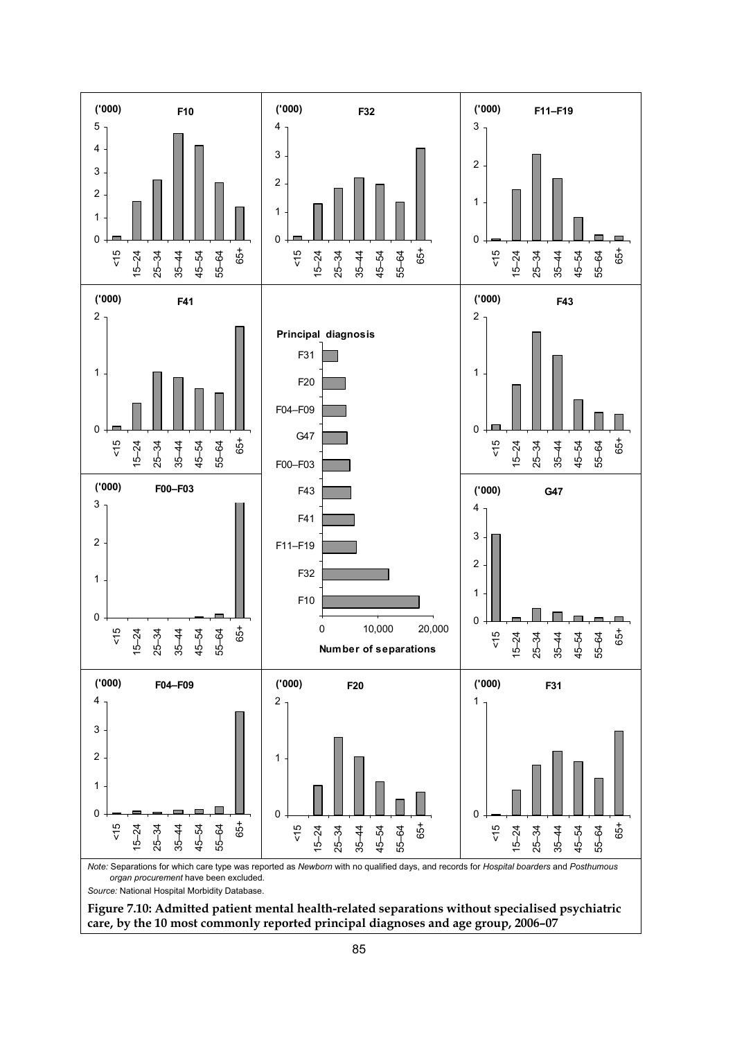*Note:* Separations for which care type was reported as *Newborn* with no qualified days, and records for *Hospital boarders* and *Posthumous organ procurement* have been excluded.

*Source:* National Hospital Morbidity Database.

**Figure 7.10: Admitted patient mental health-related separations without specialised psychiatric care, by the 10 most commonly reported principal diagnoses and age group, 2006–07**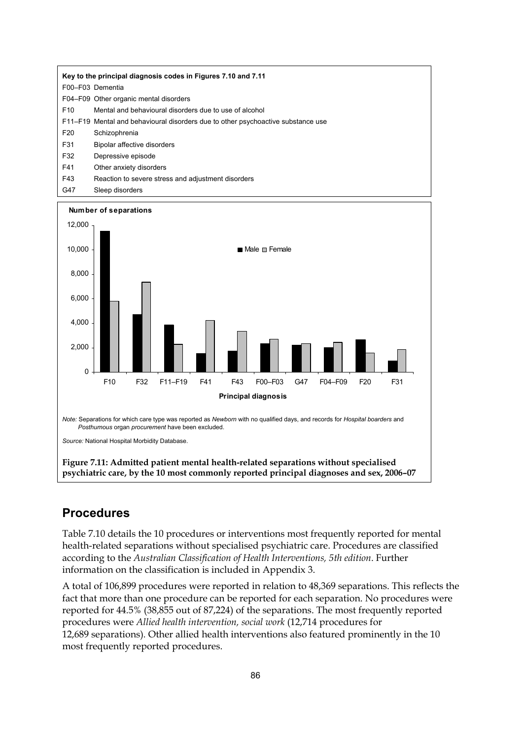**Key to the principal diagnosis codes in Figures 7.10 and 7.11**

| Code | Description |
| --- | --- |
| F00–F03 | Dementia |
| F04–F09 | Other organic mental disorders |
| F10 | Mental and behavioural disorders due to use of alcohol |
| F11–F19 | Mental and behavioural disorders due to other psychoactive substance use |
| F20 | Schizophrenia |
| F31 | Bipolar affective disorders |
| F32 | Depressive episode |
| F41 | Other anxiety disorders |
| F43 | Reaction to severe stress and adjustment disorders |
| G47 | Sleep disorders |

*Note:* Separations for which care type was reported as *Newborn* with no qualified days, and records for *Hospital boarders* and *Posthumous* organ *procurement* have been excluded.

*Source:* National Hospital Morbidity Database.

**Figure 7.11: Admitted patient mental health-related separations without specialised psychiatric care, by the 10 most commonly reported principal diagnoses and sex, 2006–07**

## Procedures

Table 7.10 details the 10 procedures or interventions most frequently reported for mental health-related separations without specialised psychiatric care. Procedures are classified according to the *Australian Classification of Health Interventions, 5th edition*. Further information on the classification is included in Appendix 3.

A total of 106,899 procedures were reported in relation to 48,369 separations. This reflects the fact that more than one procedure can be reported for each separation. No procedures were reported for 44.5% (38,855 out of 87,224) of the separations. The most frequently reported procedures were *Allied health intervention, social work* (12,714 procedures for 12,689 separations). Other allied health interventions also featured prominently in the 10 most frequently reported procedures.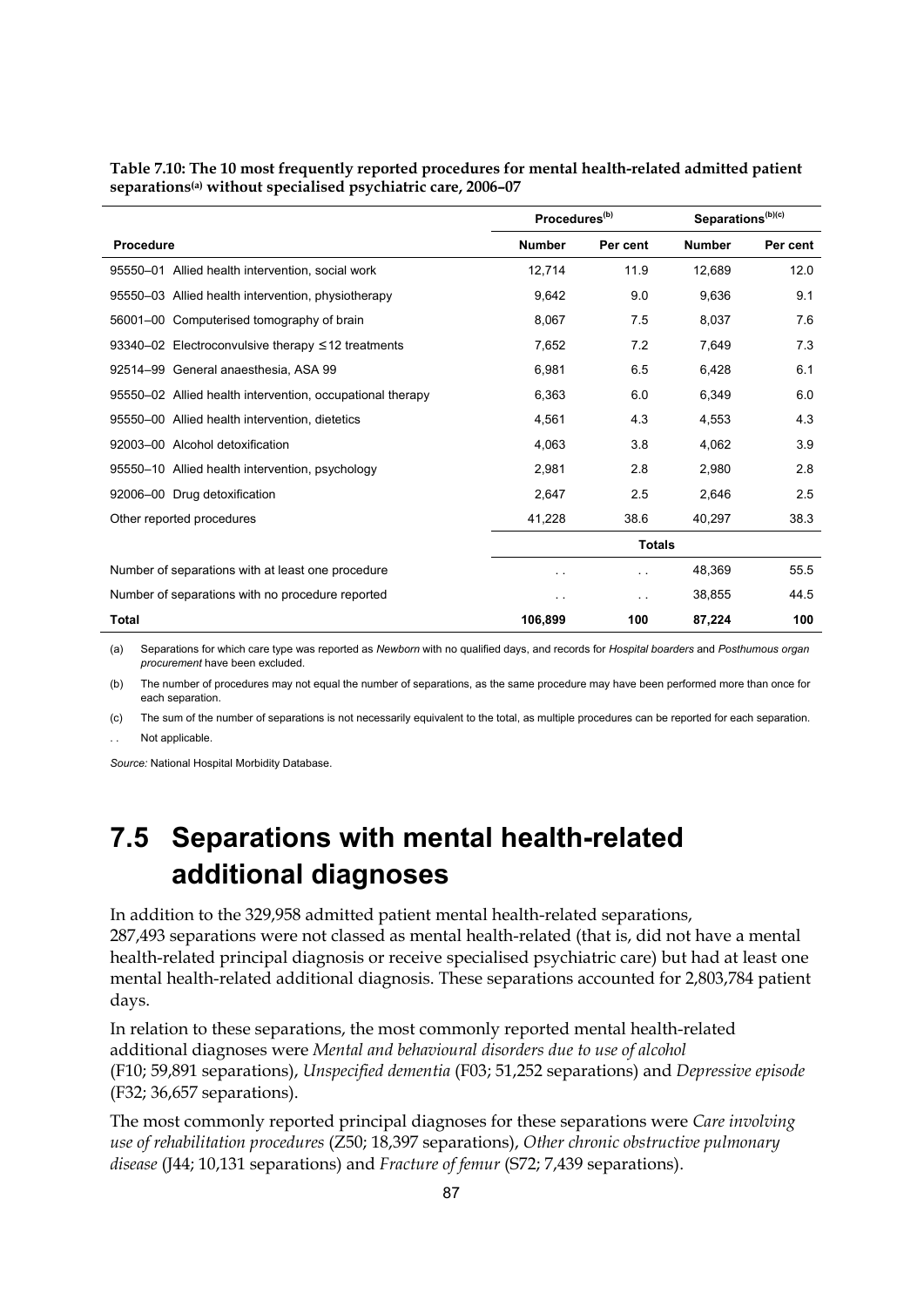**Table 7.10: The 10 most frequently reported procedures for mental health-related admitted patient separations[a] without specialised psychiatric care, 2006–07**

| | Procedures[b] | | Separations[b][c] | |
|---|---|---|---|---|
| **Procedure** | **Number** | **Per cent** | **Number** | **Per cent** |
| 95550–01 Allied health intervention, social work | 12,714 | 11.9 | 12,689 | 12.0 |
| 95550–03 Allied health intervention, physiotherapy | 9,642 | 9.0 | 9,636 | 9.1 |
| 56001–00 Computerised tomography of brain | 8,067 | 7.5 | 8,037 | 7.6 |
| 93340–02 Electroconvulsive therapy ≤12 treatments | 7,652 | 7.2 | 7,649 | 7.3 |
| 92514–99 General anaesthesia, ASA 99 | 6,981 | 6.5 | 6,428 | 6.1 |
| 95550–02 Allied health intervention, occupational therapy | 6,363 | 6.0 | 6,349 | 6.0 |
| 95550–00 Allied health intervention, dietetics | 4,561 | 4.3 | 4,553 | 4.3 |
| 92003–00 Alcohol detoxification | 4,063 | 3.8 | 4,062 | 3.9 |
| 95550–10 Allied health intervention, psychology | 2,981 | 2.8 | 2,980 | 2.8 |
| 92006–00 Drug detoxification | 2,647 | 2.5 | 2,646 | 2.5 |
| Other reported procedures | 41,228 | 38.6 | 40,297 | 38.3 |
| | **Totals** | | | |
| Number of separations with at least one procedure | . . | . . | 48,369 | 55.5 |
| Number of separations with no procedure reported | . . | . . | 38,855 | 44.5 |
| **Total** | **106,899** | **100** | **87,224** | **100** |

(a) Separations for which care type was reported as *Newborn* with no qualified days, and records for *Hospital boarders* and *Posthumous organ procurement* have been excluded.

(b) The number of procedures may not equal the number of separations, as the same procedure may have been performed more than once for each separation.

(c) The sum of the number of separations is not necessarily equivalent to the total, as multiple procedures can be reported for each separation.

. . Not applicable.

*Source:* National Hospital Morbidity Database.

# 7.5 Separations with mental health-related additional diagnoses

In addition to the 329,958 admitted patient mental health-related separations, 287,493 separations were not classed as mental health-related (that is, did not have a mental health-related principal diagnosis or receive specialised psychiatric care) but had at least one mental health-related additional diagnosis. These separations accounted for 2,803,784 patient days.

In relation to these separations, the most commonly reported mental health-related additional diagnoses were *Mental and behavioural disorders due to use of alcohol* (F10; 59,891 separations), *Unspecified dementia* (F03; 51,252 separations) and *Depressive episode* (F32; 36,657 separations).

The most commonly reported principal diagnoses for these separations were *Care involving use of rehabilitation procedures* (Z50; 18,397 separations), *Other chronic obstructive pulmonary disease* (J44; 10,131 separations) and *Fracture of femur* (S72; 7,439 separations).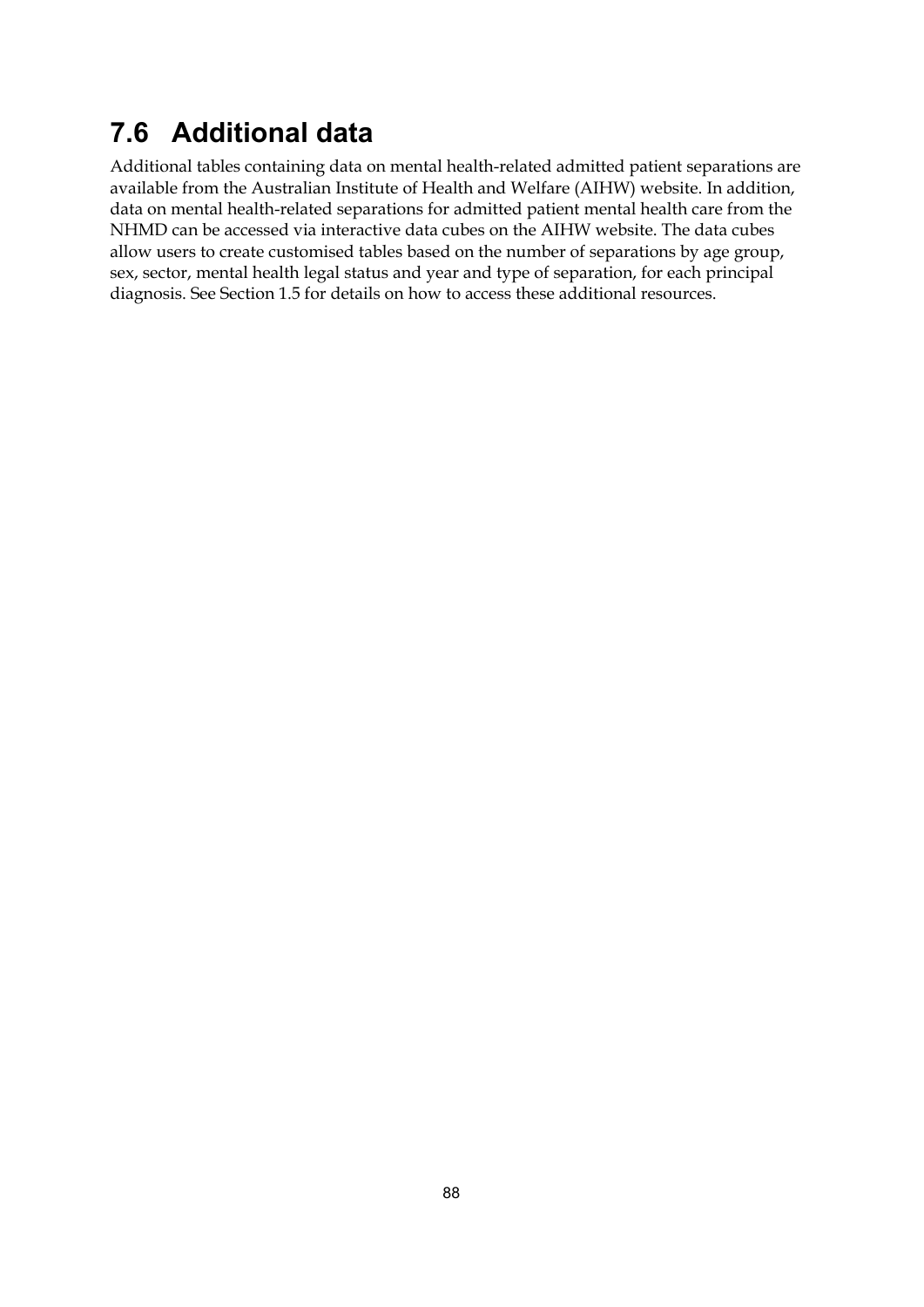## 7.6 Additional data

Additional tables containing data on mental health-related admitted patient separations are available from the Australian Institute of Health and Welfare (AIHW) website. In addition, data on mental health-related separations for admitted patient mental health care from the NHMD can be accessed via interactive data cubes on the AIHW website. The data cubes allow users to create customised tables based on the number of separations by age group, sex, sector, mental health legal status and year and type of separation, for each principal diagnosis. See Section 1.5 for details on how to access these additional resources.